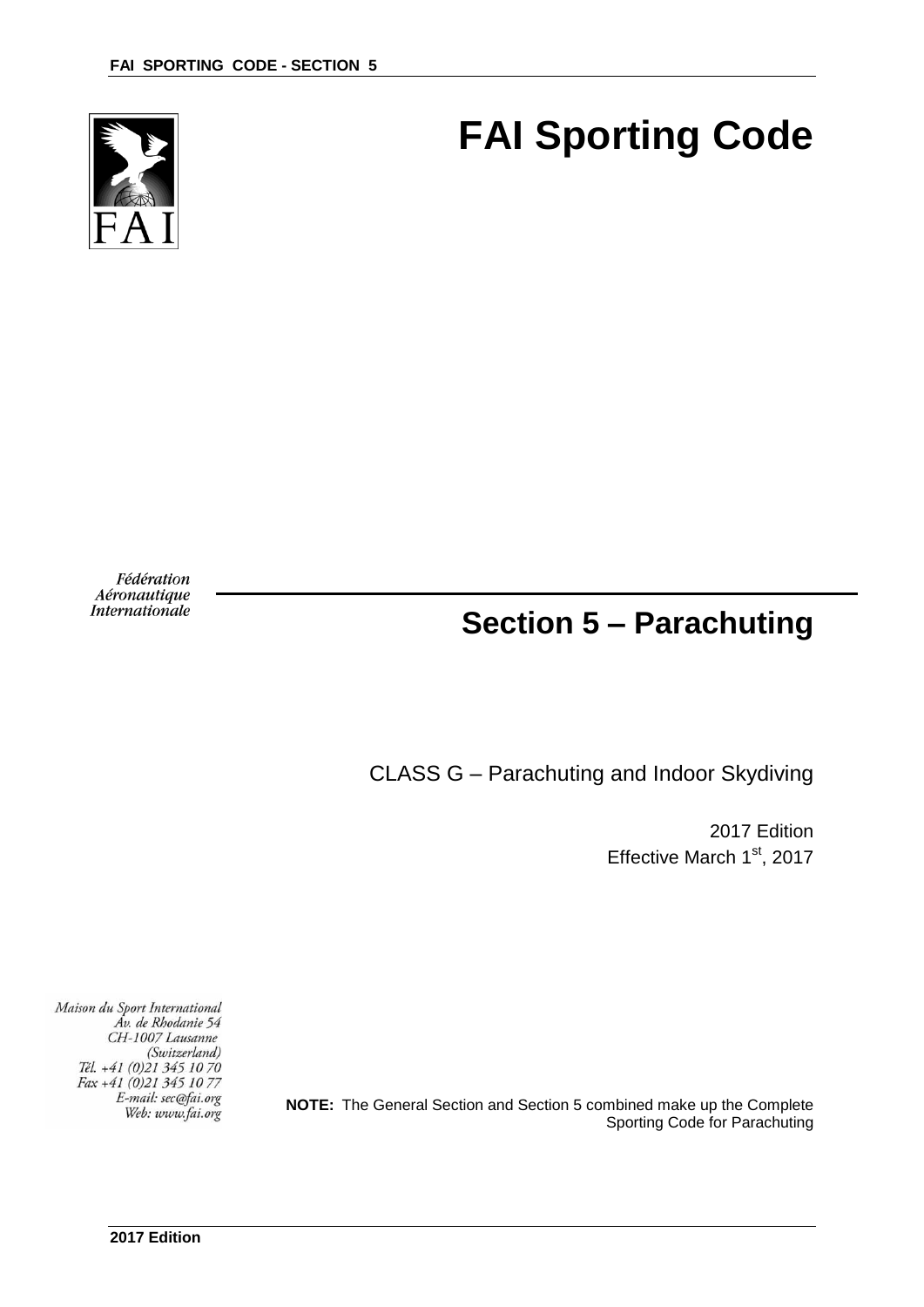# FAI Sporting Code

Fédération
Aéronautique
Internationale

## Section 5 – Parachuting

CLASS G – Parachuting and Indoor Skydiving

2017 Edition
Effective March 1st, 2017

Maison du Sport International
Av. de Rhodanie 54
CH-1007 Lausanne
(Switzerland)
Tél. +41 (0)21 345 10 70
Fax +41 (0)21 345 10 77
E-mail: sec@fai.org
Web: www.fai.org

**NOTE:** The General Section and Section 5 combined make up the Complete Sporting Code for Parachuting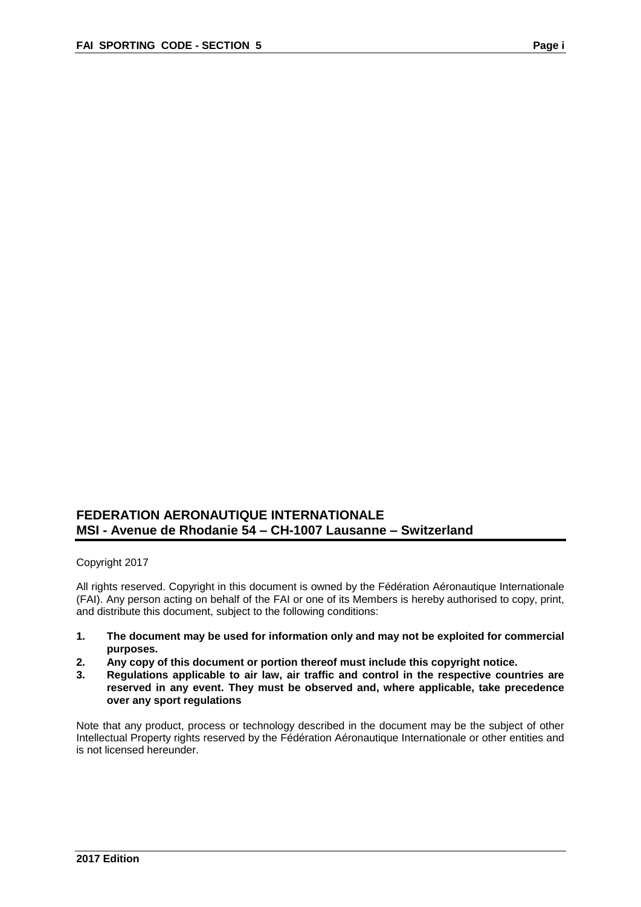## FEDERATION AERONAUTIQUE INTERNATIONALE
## MSI - Avenue de Rhodanie 54 – CH-1007 Lausanne – Switzerland

Copyright 2017

All rights reserved. Copyright in this document is owned by the Fédération Aéronautique Internationale (FAI). Any person acting on behalf of the FAI or one of its Members is hereby authorised to copy, print, and distribute this document, subject to the following conditions:

1. **The document may be used for information only and may not be exploited for commercial purposes.**
2. **Any copy of this document or portion thereof must include this copyright notice.**
3. **Regulations applicable to air law, air traffic and control in the respective countries are reserved in any event. They must be observed and, where applicable, take precedence over any sport regulations**

Note that any product, process or technology described in the document may be the subject of other Intellectual Property rights reserved by the Fédération Aéronautique Internationale or other entities and is not licensed hereunder.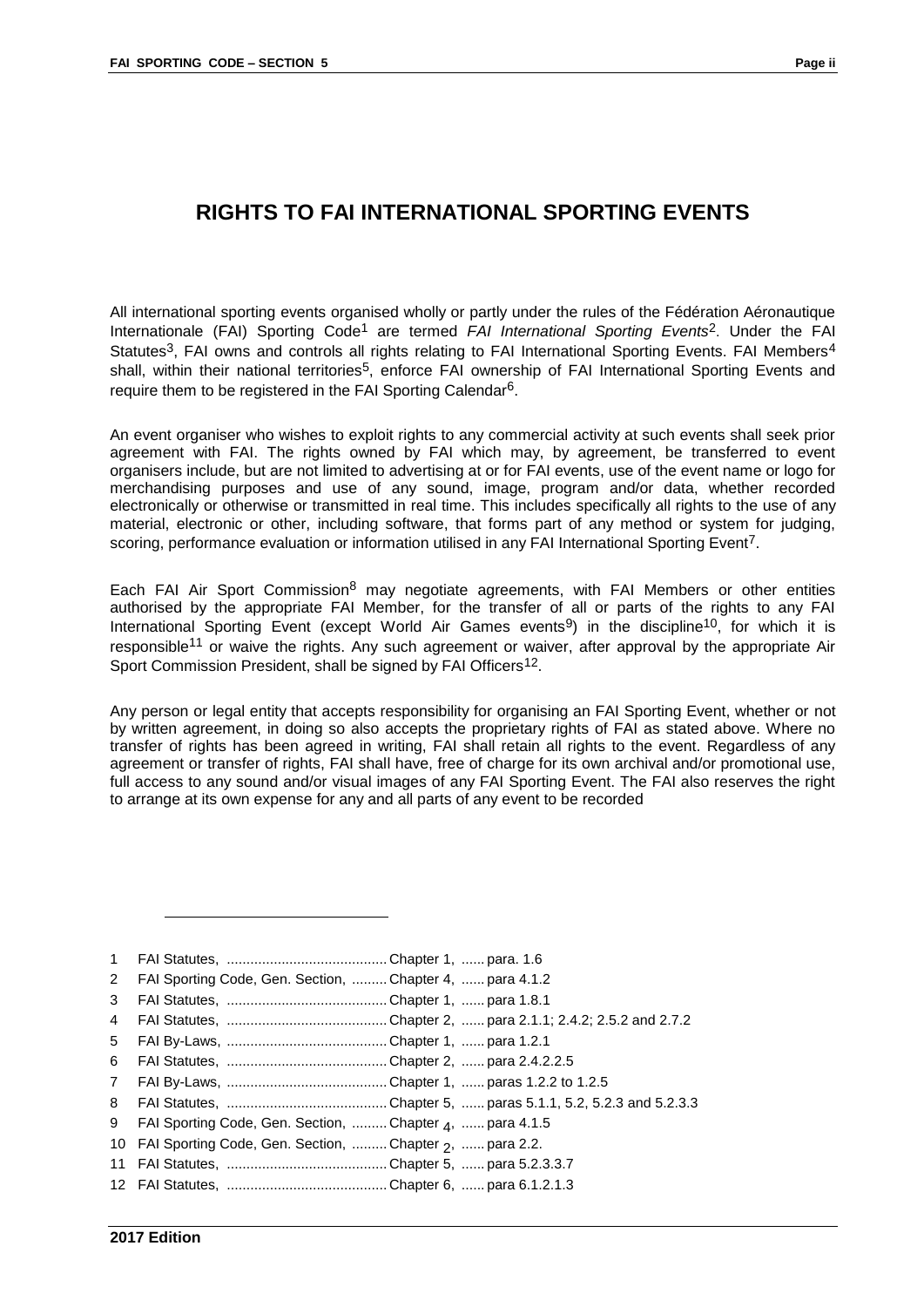# RIGHTS TO FAI INTERNATIONAL SPORTING EVENTS

All international sporting events organised wholly or partly under the rules of the Fédération Aéronautique Internationale (FAI) Sporting Code[1] are termed *FAI International Sporting Events*[2]. Under the FAI Statutes[3], FAI owns and controls all rights relating to FAI International Sporting Events. FAI Members[4] shall, within their national territories[5], enforce FAI ownership of FAI International Sporting Events and require them to be registered in the FAI Sporting Calendar[6].

An event organiser who wishes to exploit rights to any commercial activity at such events shall seek prior agreement with FAI. The rights owned by FAI which may, by agreement, be transferred to event organisers include, but are not limited to advertising at or for FAI events, use of the event name or logo for merchandising purposes and use of any sound, image, program and/or data, whether recorded electronically or otherwise or transmitted in real time. This includes specifically all rights to the use of any material, electronic or other, including software, that forms part of any method or system for judging, scoring, performance evaluation or information utilised in any FAI International Sporting Event[7].

Each FAI Air Sport Commission[8] may negotiate agreements, with FAI Members or other entities authorised by the appropriate FAI Member, for the transfer of all or parts of the rights to any FAI International Sporting Event (except World Air Games events[9]) in the discipline[10], for which it is responsible[11] or waive the rights. Any such agreement or waiver, after approval by the appropriate Air Sport Commission President, shall be signed by FAI Officers[12].

Any person or legal entity that accepts responsibility for organising an FAI Sporting Event, whether or not by written agreement, in doing so also accepts the proprietary rights of FAI as stated above. Where no transfer of rights has been agreed in writing, FAI shall retain all rights to the event. Regardless of any agreement or transfer of rights, FAI shall have, free of charge for its own archival and/or promotional use, full access to any sound and/or visual images of any FAI Sporting Event. The FAI also reserves the right to arrange at its own expense for any and all parts of any event to be recorded

---

1 FAI Statutes, .......................................... Chapter 1, ...... para. 1.6
2 FAI Sporting Code, Gen. Section, ......... Chapter 4, ...... para 4.1.2
3 FAI Statutes, .......................................... Chapter 1, ...... para 1.8.1
4 FAI Statutes, .......................................... Chapter 2, ...... para 2.1.1; 2.4.2; 2.5.2 and 2.7.2
5 FAI By-Laws, .......................................... Chapter 1, ...... para 1.2.1
6 FAI Statutes, .......................................... Chapter 2, ...... para 2.4.2.2.5
7 FAI By-Laws, .......................................... Chapter 1, ...... paras 1.2.2 to 1.2.5
8 FAI Statutes, .......................................... Chapter 5, ...... paras 5.1.1, 5.2, 5.2.3 and 5.2.3.3
9 FAI Sporting Code, Gen. Section, ......... Chapter 4, ...... para 4.1.5
10 FAI Sporting Code, Gen. Section, ......... Chapter 2, ...... para 2.2.
11 FAI Statutes, .......................................... Chapter 5, ...... para 5.2.3.3.7
12 FAI Statutes, .......................................... Chapter 6, ...... para 6.1.2.1.3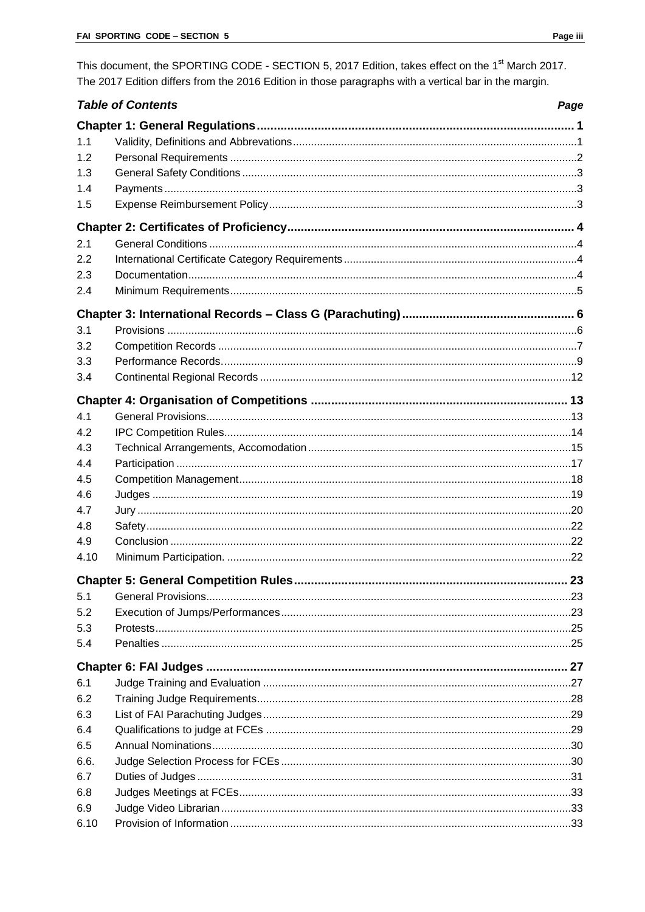This document, the SPORTING CODE - SECTION 5, 2017 Edition, takes effect on the 1st March 2017. The 2017 Edition differs from the 2016 Edition in those paragraphs with a vertical bar in the margin.

***Table of Contents*** ***Page***

| | | Page |
|---|---|---|
| **Chapter 1: General Regulations** | | **1** |
| 1.1 | Validity, Definitions and Abbrevations | 1 |
| 1.2 | Personal Requirements | 2 |
| 1.3 | General Safety Conditions | 3 |
| 1.4 | Payments | 3 |
| 1.5 | Expense Reimbursement Policy | 3 |
| **Chapter 2: Certificates of Proficiency** | | **4** |
| 2.1 | General Conditions | 4 |
| 2.2 | International Certificate Category Requirements | 4 |
| 2.3 | Documentation | 4 |
| 2.4 | Minimum Requirements | 5 |
| **Chapter 3: International Records – Class G (Parachuting)** | | **6** |
| 3.1 | Provisions | 6 |
| 3.2 | Competition Records | 7 |
| 3.3 | Performance Records. | 9 |
| 3.4 | Continental Regional Records | 12 |
| **Chapter 4: Organisation of Competitions** | | **13** |
| 4.1 | General Provisions | 13 |
| 4.2 | IPC Competition Rules | 14 |
| 4.3 | Technical Arrangements, Accomodation | 15 |
| 4.4 | Participation | 17 |
| 4.5 | Competition Management | 18 |
| 4.6 | Judges | 19 |
| 4.7 | Jury | 20 |
| 4.8 | Safety | 22 |
| 4.9 | Conclusion | 22 |
| 4.10 | Minimum Participation. | 22 |
| **Chapter 5: General Competition Rules** | | **23** |
| 5.1 | General Provisions | 23 |
| 5.2 | Execution of Jumps/Performances | 23 |
| 5.3 | Protests | 25 |
| 5.4 | Penalties | 25 |
| **Chapter 6: FAI Judges** | | **27** |
| 6.1 | Judge Training and Evaluation | 27 |
| 6.2 | Training Judge Requirements | 28 |
| 6.3 | List of FAI Parachuting Judges | 29 |
| 6.4 | Qualifications to judge at FCEs | 29 |
| 6.5 | Annual Nominations | 30 |
| 6.6. | Judge Selection Process for FCEs | 30 |
| 6.7 | Duties of Judges | 31 |
| 6.8 | Judges Meetings at FCEs | 33 |
| 6.9 | Judge Video Librarian | 33 |
| 6.10 | Provision of Information | 33 |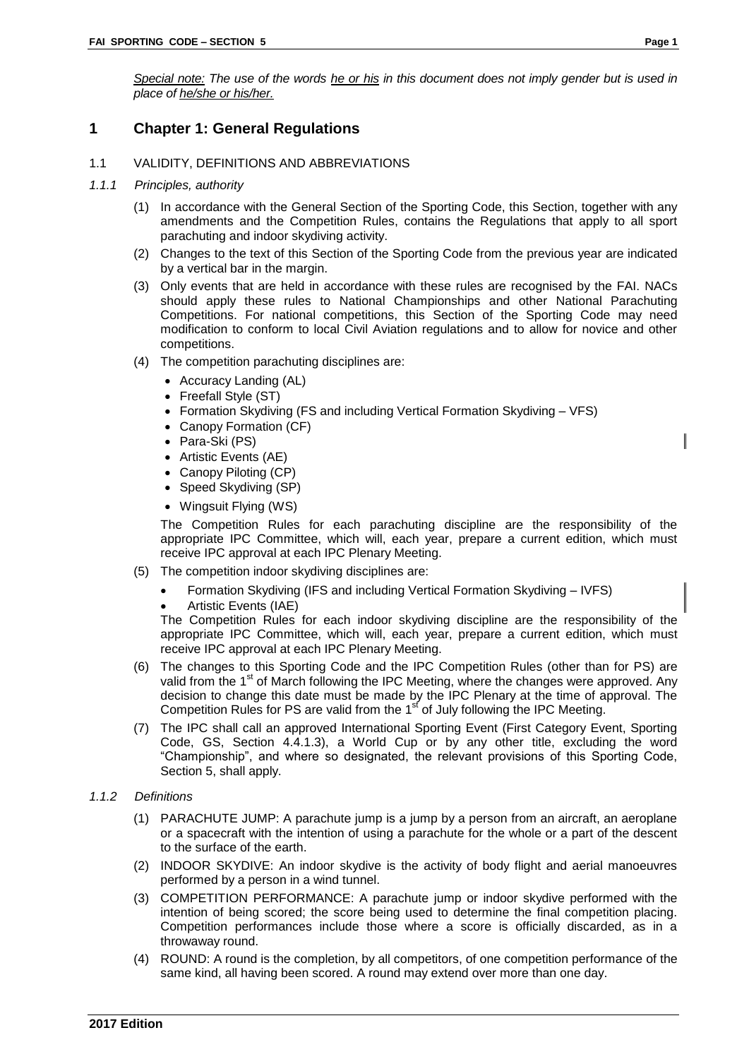*Special note: The use of the words he or his in this document does not imply gender but is used in place of he/she or his/her.*

# 1 Chapter 1: General Regulations

## 1.1 VALIDITY, DEFINITIONS AND ABBREVIATIONS

### *1.1.1 Principles, authority*

(1) In accordance with the General Section of the Sporting Code, this Section, together with any amendments and the Competition Rules, contains the Regulations that apply to all sport parachuting and indoor skydiving activity.

(2) Changes to the text of this Section of the Sporting Code from the previous year are indicated by a vertical bar in the margin.

(3) Only events that are held in accordance with these rules are recognised by the FAI. NACs should apply these rules to National Championships and other National Parachuting Competitions. For national competitions, this Section of the Sporting Code may need modification to conform to local Civil Aviation regulations and to allow for novice and other competitions.

(4) The competition parachuting disciplines are:

- Accuracy Landing (AL)
- Freefall Style (ST)
- Formation Skydiving (FS and including Vertical Formation Skydiving – VFS)
- Canopy Formation (CF)
- Para-Ski (PS)
- Artistic Events (AE)
- Canopy Piloting (CP)
- Speed Skydiving (SP)
- Wingsuit Flying (WS)

The Competition Rules for each parachuting discipline are the responsibility of the appropriate IPC Committee, which will, each year, prepare a current edition, which must receive IPC approval at each IPC Plenary Meeting.

(5) The competition indoor skydiving disciplines are:

- Formation Skydiving (IFS and including Vertical Formation Skydiving – IVFS)
- Artistic Events (IAE)

The Competition Rules for each indoor skydiving discipline are the responsibility of the appropriate IPC Committee, which will, each year, prepare a current edition, which must receive IPC approval at each IPC Plenary Meeting.

(6) The changes to this Sporting Code and the IPC Competition Rules (other than for PS) are valid from the 1st of March following the IPC Meeting, where the changes were approved. Any decision to change this date must be made by the IPC Plenary at the time of approval. The Competition Rules for PS are valid from the 1st of July following the IPC Meeting.

(7) The IPC shall call an approved International Sporting Event (First Category Event, Sporting Code, GS, Section 4.4.1.3), a World Cup or by any other title, excluding the word "Championship", and where so designated, the relevant provisions of this Sporting Code, Section 5, shall apply.

### *1.1.2 Definitions*

(1) PARACHUTE JUMP: A parachute jump is a jump by a person from an aircraft, an aeroplane or a spacecraft with the intention of using a parachute for the whole or a part of the descent to the surface of the earth.

(2) INDOOR SKYDIVE: An indoor skydive is the activity of body flight and aerial manoeuvres performed by a person in a wind tunnel.

(3) COMPETITION PERFORMANCE: A parachute jump or indoor skydive performed with the intention of being scored; the score being used to determine the final competition placing. Competition performances include those where a score is officially discarded, as in a throwaway round.

(4) ROUND: A round is the completion, by all competitors, of one competition performance of the same kind, all having been scored. A round may extend over more than one day.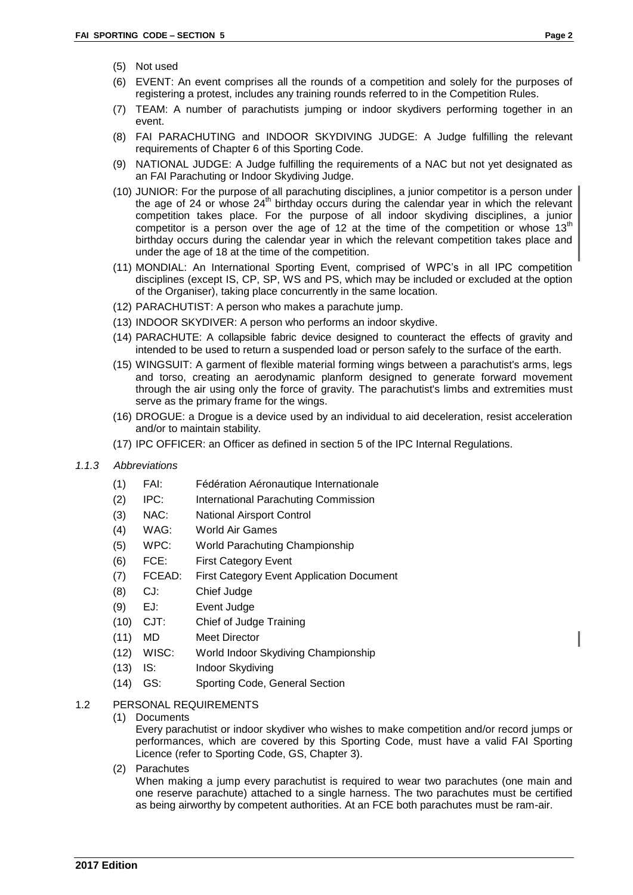(5) Not used

(6) EVENT: An event comprises all the rounds of a competition and solely for the purposes of registering a protest, includes any training rounds referred to in the Competition Rules.

(7) TEAM: A number of parachutists jumping or indoor skydivers performing together in an event.

(8) FAI PARACHUTING and INDOOR SKYDIVING JUDGE: A Judge fulfilling the relevant requirements of Chapter 6 of this Sporting Code.

(9) NATIONAL JUDGE: A Judge fulfilling the requirements of a NAC but not yet designated as an FAI Parachuting or Indoor Skydiving Judge.

(10) JUNIOR: For the purpose of all parachuting disciplines, a junior competitor is a person under the age of 24 or whose 24th birthday occurs during the calendar year in which the relevant competition takes place. For the purpose of all indoor skydiving disciplines, a junior competitor is a person over the age of 12 at the time of the competition or whose 13th birthday occurs during the calendar year in which the relevant competition takes place and under the age of 18 at the time of the competition.

(11) MONDIAL: An International Sporting Event, comprised of WPC's in all IPC competition disciplines (except IS, CP, SP, WS and PS, which may be included or excluded at the option of the Organiser), taking place concurrently in the same location.

(12) PARACHUTIST: A person who makes a parachute jump.

(13) INDOOR SKYDIVER: A person who performs an indoor skydive.

(14) PARACHUTE: A collapsible fabric device designed to counteract the effects of gravity and intended to be used to return a suspended load or person safely to the surface of the earth.

(15) WINGSUIT: A garment of flexible material forming wings between a parachutist's arms, legs and torso, creating an aerodynamic planform designed to generate forward movement through the air using only the force of gravity. The parachutist's limbs and extremities must serve as the primary frame for the wings.

(16) DROGUE: a Drogue is a device used by an individual to aid deceleration, resist acceleration and/or to maintain stability.

(17) IPC OFFICER: an Officer as defined in section 5 of the IPC Internal Regulations.

### *1.1.3 Abbreviations*

| | | |
|---|---|---|
| (1) | FAI: | Fédération Aéronautique Internationale |
| (2) | IPC: | International Parachuting Commission |
| (3) | NAC: | National Airsport Control |
| (4) | WAG: | World Air Games |
| (5) | WPC: | World Parachuting Championship |
| (6) | FCE: | First Category Event |
| (7) | FCEAD: | First Category Event Application Document |
| (8) | CJ: | Chief Judge |
| (9) | EJ: | Event Judge |
| (10) | CJT: | Chief of Judge Training |
| (11) | MD | Meet Director |
| (12) | WISC: | World Indoor Skydiving Championship |
| (13) | IS: | Indoor Skydiving |
| (14) | GS: | Sporting Code, General Section |

## 1.2 PERSONAL REQUIREMENTS

(1) Documents

Every parachutist or indoor skydiver who wishes to make competition and/or record jumps or performances, which are covered by this Sporting Code, must have a valid FAI Sporting Licence (refer to Sporting Code, GS, Chapter 3).

(2) Parachutes

When making a jump every parachutist is required to wear two parachutes (one main and one reserve parachute) attached to a single harness. The two parachutes must be certified as being airworthy by competent authorities. At an FCE both parachutes must be ram-air.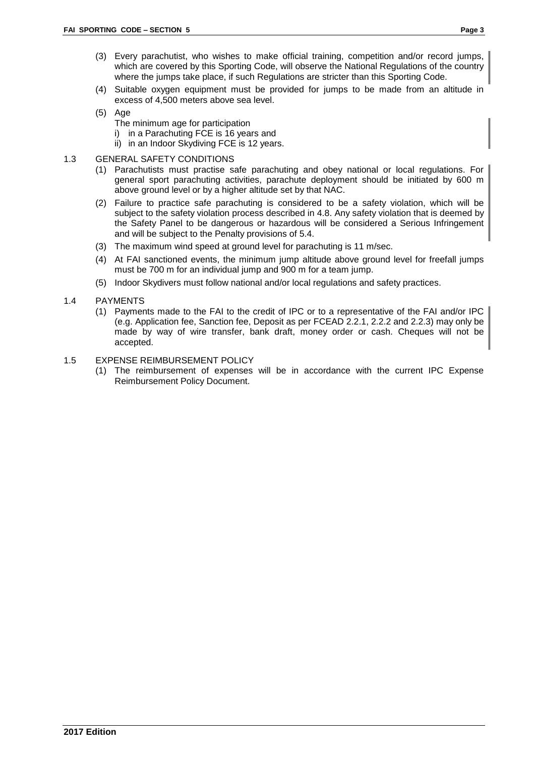(3) Every parachutist, who wishes to make official training, competition and/or record jumps, which are covered by this Sporting Code, will observe the National Regulations of the country where the jumps take place, if such Regulations are stricter than this Sporting Code.

(4) Suitable oxygen equipment must be provided for jumps to be made from an altitude in excess of 4,500 meters above sea level.

(5) Age

The minimum age for participation

i) in a Parachuting FCE is 16 years and

ii) in an Indoor Skydiving FCE is 12 years.

## 1.3 GENERAL SAFETY CONDITIONS

(1) Parachutists must practise safe parachuting and obey national or local regulations. For general sport parachuting activities, parachute deployment should be initiated by 600 m above ground level or by a higher altitude set by that NAC.

(2) Failure to practice safe parachuting is considered to be a safety violation, which will be subject to the safety violation process described in 4.8. Any safety violation that is deemed by the Safety Panel to be dangerous or hazardous will be considered a Serious Infringement and will be subject to the Penalty provisions of 5.4.

(3) The maximum wind speed at ground level for parachuting is 11 m/sec.

(4) At FAI sanctioned events, the minimum jump altitude above ground level for freefall jumps must be 700 m for an individual jump and 900 m for a team jump.

(5) Indoor Skydivers must follow national and/or local regulations and safety practices.

## 1.4 PAYMENTS

(1) Payments made to the FAI to the credit of IPC or to a representative of the FAI and/or IPC (e.g. Application fee, Sanction fee, Deposit as per FCEAD 2.2.1, 2.2.2 and 2.2.3) may only be made by way of wire transfer, bank draft, money order or cash. Cheques will not be accepted.

## 1.5 EXPENSE REIMBURSEMENT POLICY

(1) The reimbursement of expenses will be in accordance with the current IPC Expense Reimbursement Policy Document.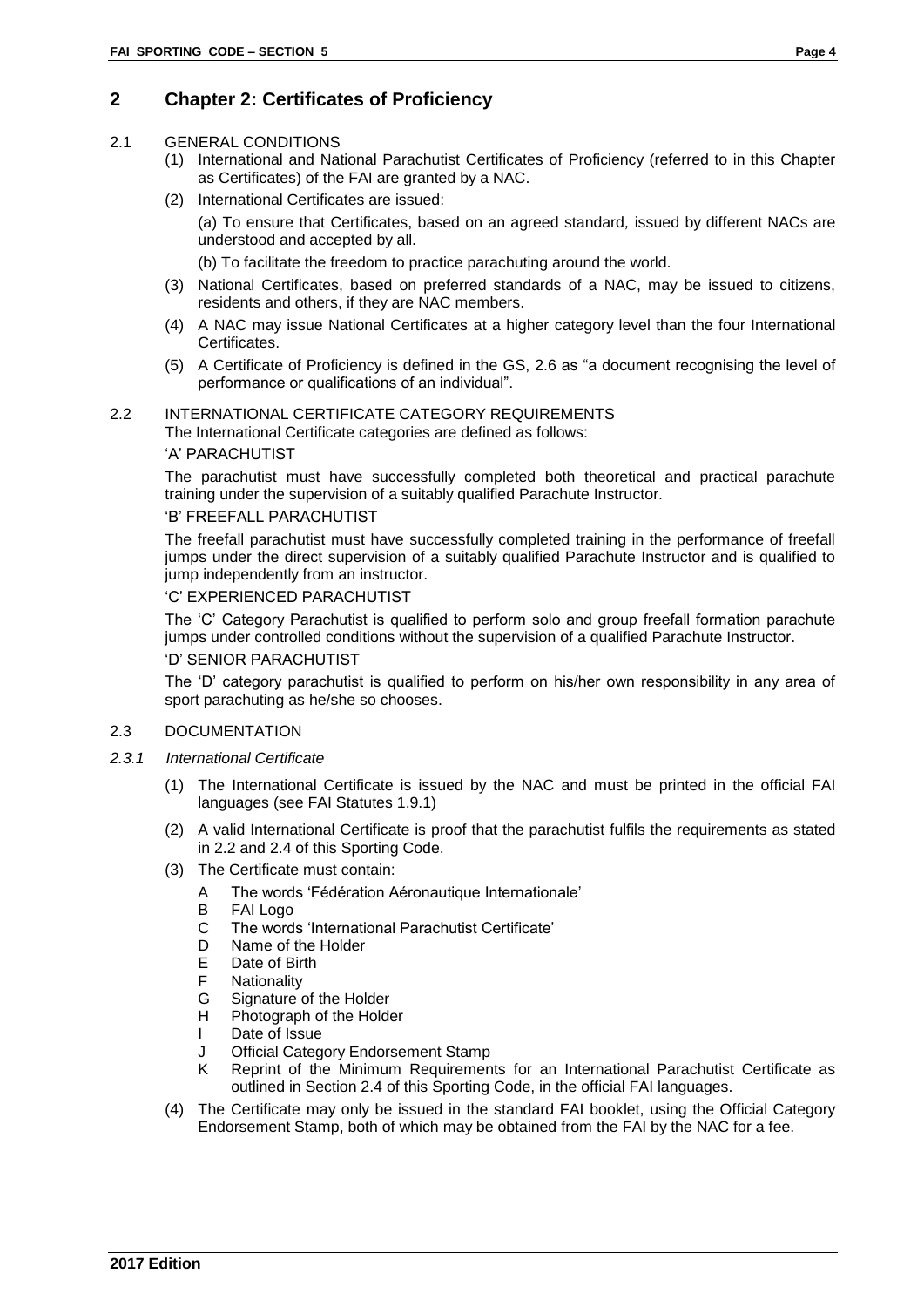## 2 Chapter 2: Certificates of Proficiency

2.1 GENERAL CONDITIONS

(1) International and National Parachutist Certificates of Proficiency (referred to in this Chapter as Certificates) of the FAI are granted by a NAC.

(2) International Certificates are issued:

(a) To ensure that Certificates, based on an agreed standard, issued by different NACs are understood and accepted by all.

(b) To facilitate the freedom to practice parachuting around the world.

(3) National Certificates, based on preferred standards of a NAC, may be issued to citizens, residents and others, if they are NAC members.

(4) A NAC may issue National Certificates at a higher category level than the four International Certificates.

(5) A Certificate of Proficiency is defined in the GS, 2.6 as "a document recognising the level of performance or qualifications of an individual".

2.2 INTERNATIONAL CERTIFICATE CATEGORY REQUIREMENTS

The International Certificate categories are defined as follows:

'A' PARACHUTIST

The parachutist must have successfully completed both theoretical and practical parachute training under the supervision of a suitably qualified Parachute Instructor.

'B' FREEFALL PARACHUTIST

The freefall parachutist must have successfully completed training in the performance of freefall jumps under the direct supervision of a suitably qualified Parachute Instructor and is qualified to jump independently from an instructor.

'C' EXPERIENCED PARACHUTIST

The 'C' Category Parachutist is qualified to perform solo and group freefall formation parachute jumps under controlled conditions without the supervision of a qualified Parachute Instructor.

'D' SENIOR PARACHUTIST

The 'D' category parachutist is qualified to perform on his/her own responsibility in any area of sport parachuting as he/she so chooses.

2.3 DOCUMENTATION

*2.3.1 International Certificate*

(1) The International Certificate is issued by the NAC and must be printed in the official FAI languages (see FAI Statutes 1.9.1)

(2) A valid International Certificate is proof that the parachutist fulfils the requirements as stated in 2.2 and 2.4 of this Sporting Code.

(3) The Certificate must contain:

- A The words 'Fédération Aéronautique Internationale'
- B FAI Logo
- C The words 'International Parachutist Certificate'
- D Name of the Holder
- E Date of Birth
- F Nationality
- G Signature of the Holder
- H Photograph of the Holder
- I Date of Issue
- J Official Category Endorsement Stamp
- K Reprint of the Minimum Requirements for an International Parachutist Certificate as outlined in Section 2.4 of this Sporting Code, in the official FAI languages.

(4) The Certificate may only be issued in the standard FAI booklet, using the Official Category Endorsement Stamp, both of which may be obtained from the FAI by the NAC for a fee.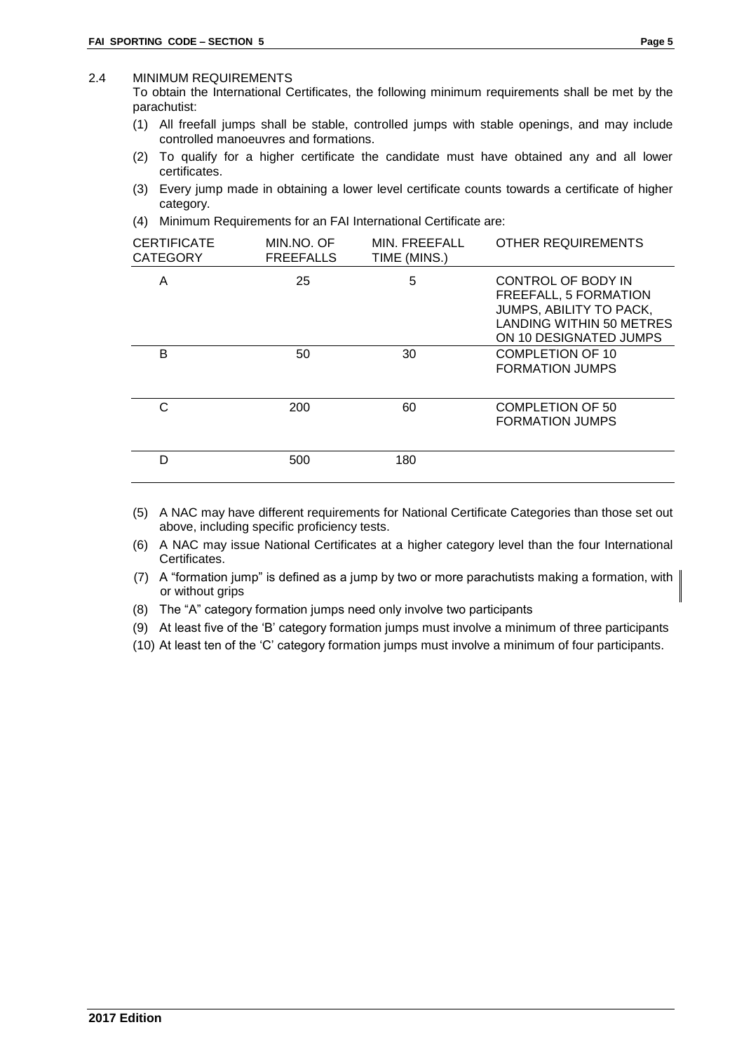## 2.4 MINIMUM REQUIREMENTS

To obtain the International Certificates, the following minimum requirements shall be met by the parachutist:

(1) All freefall jumps shall be stable, controlled jumps with stable openings, and may include controlled manoeuvres and formations.

(2) To qualify for a higher certificate the candidate must have obtained any and all lower certificates.

(3) Every jump made in obtaining a lower level certificate counts towards a certificate of higher category.

(4) Minimum Requirements for an FAI International Certificate are:

| CERTIFICATE CATEGORY | MIN.NO. OF FREEFALLS | MIN. FREEFALL TIME (MINS.) | OTHER REQUIREMENTS |
|---|---|---|---|
| A | 25 | 5 | CONTROL OF BODY IN FREEFALL, 5 FORMATION JUMPS, ABILITY TO PACK, LANDING WITHIN 50 METRES ON 10 DESIGNATED JUMPS |
| B | 50 | 30 | COMPLETION OF 10 FORMATION JUMPS |
| C | 200 | 60 | COMPLETION OF 50 FORMATION JUMPS |
| D | 500 | 180 | |

(5) A NAC may have different requirements for National Certificate Categories than those set out above, including specific proficiency tests.

(6) A NAC may issue National Certificates at a higher category level than the four International Certificates.

(7) A "formation jump" is defined as a jump by two or more parachutists making a formation, with or without grips

(8) The "A" category formation jumps need only involve two participants

(9) At least five of the 'B' category formation jumps must involve a minimum of three participants

(10) At least ten of the 'C' category formation jumps must involve a minimum of four participants.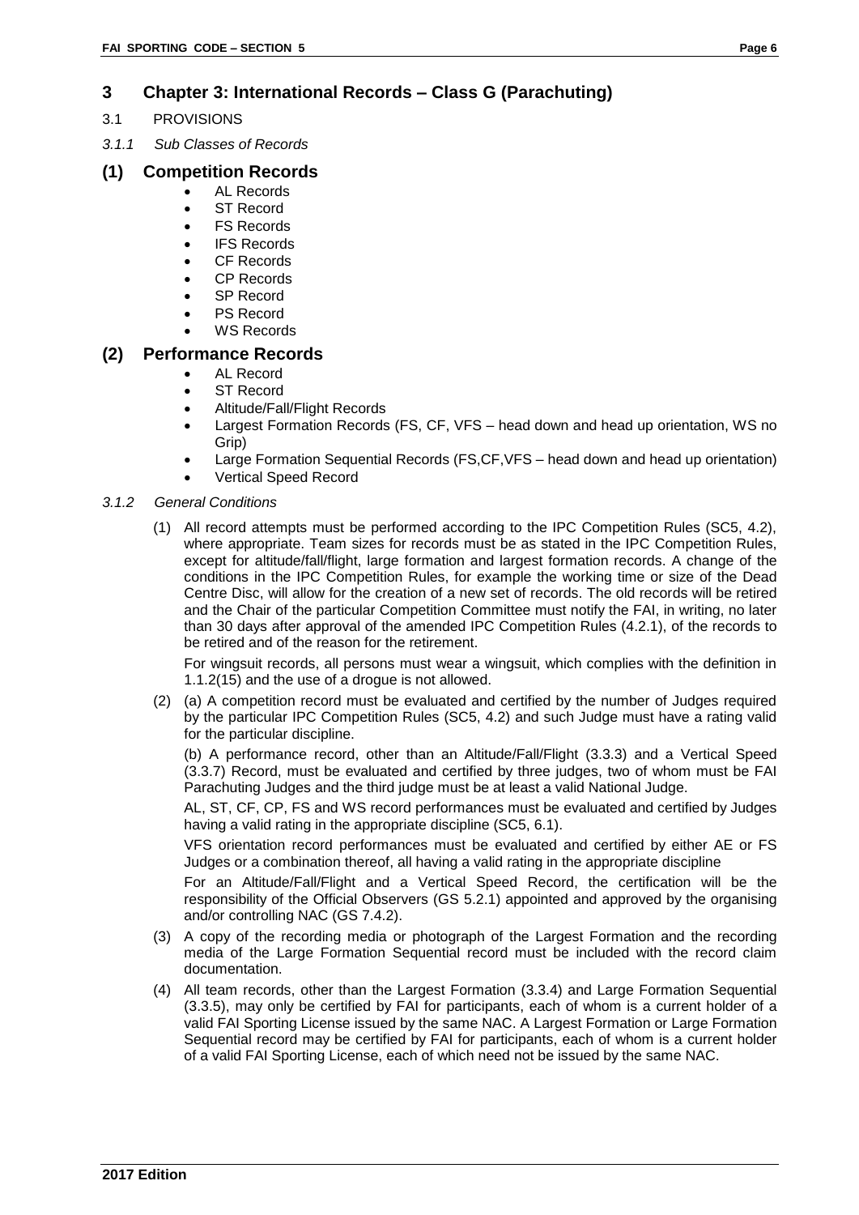# 3 Chapter 3: International Records – Class G (Parachuting)

3.1 PROVISIONS

*3.1.1 Sub Classes of Records*

## (1) Competition Records

- AL Records
- ST Record
- FS Records
- IFS Records
- CF Records
- CP Records
- SP Record
- PS Record
- WS Records

## (2) Performance Records

- AL Record
- ST Record
- Altitude/Fall/Flight Records
- Largest Formation Records (FS, CF, VFS – head down and head up orientation, WS no Grip)
- Large Formation Sequential Records (FS,CF,VFS – head down and head up orientation)
- Vertical Speed Record

*3.1.2 General Conditions*

(1) All record attempts must be performed according to the IPC Competition Rules (SC5, 4.2), where appropriate. Team sizes for records must be as stated in the IPC Competition Rules, except for altitude/fall/flight, large formation and largest formation records. A change of the conditions in the IPC Competition Rules, for example the working time or size of the Dead Centre Disc, will allow for the creation of a new set of records. The old records will be retired and the Chair of the particular Competition Committee must notify the FAI, in writing, no later than 30 days after approval of the amended IPC Competition Rules (4.2.1), of the records to be retired and of the reason for the retirement.

For wingsuit records, all persons must wear a wingsuit, which complies with the definition in 1.1.2(15) and the use of a drogue is not allowed.

(2) (a) A competition record must be evaluated and certified by the number of Judges required by the particular IPC Competition Rules (SC5, 4.2) and such Judge must have a rating valid for the particular discipline.

(b) A performance record, other than an Altitude/Fall/Flight (3.3.3) and a Vertical Speed (3.3.7) Record, must be evaluated and certified by three judges, two of whom must be FAI Parachuting Judges and the third judge must be at least a valid National Judge.

AL, ST, CF, CP, FS and WS record performances must be evaluated and certified by Judges having a valid rating in the appropriate discipline (SC5, 6.1).

VFS orientation record performances must be evaluated and certified by either AE or FS Judges or a combination thereof, all having a valid rating in the appropriate discipline

For an Altitude/Fall/Flight and a Vertical Speed Record, the certification will be the responsibility of the Official Observers (GS 5.2.1) appointed and approved by the organising and/or controlling NAC (GS 7.4.2).

(3) A copy of the recording media or photograph of the Largest Formation and the recording media of the Large Formation Sequential record must be included with the record claim documentation.

(4) All team records, other than the Largest Formation (3.3.4) and Large Formation Sequential (3.3.5), may only be certified by FAI for participants, each of whom is a current holder of a valid FAI Sporting License issued by the same NAC. A Largest Formation or Large Formation Sequential record may be certified by FAI for participants, each of whom is a current holder of a valid FAI Sporting License, each of which need not be issued by the same NAC.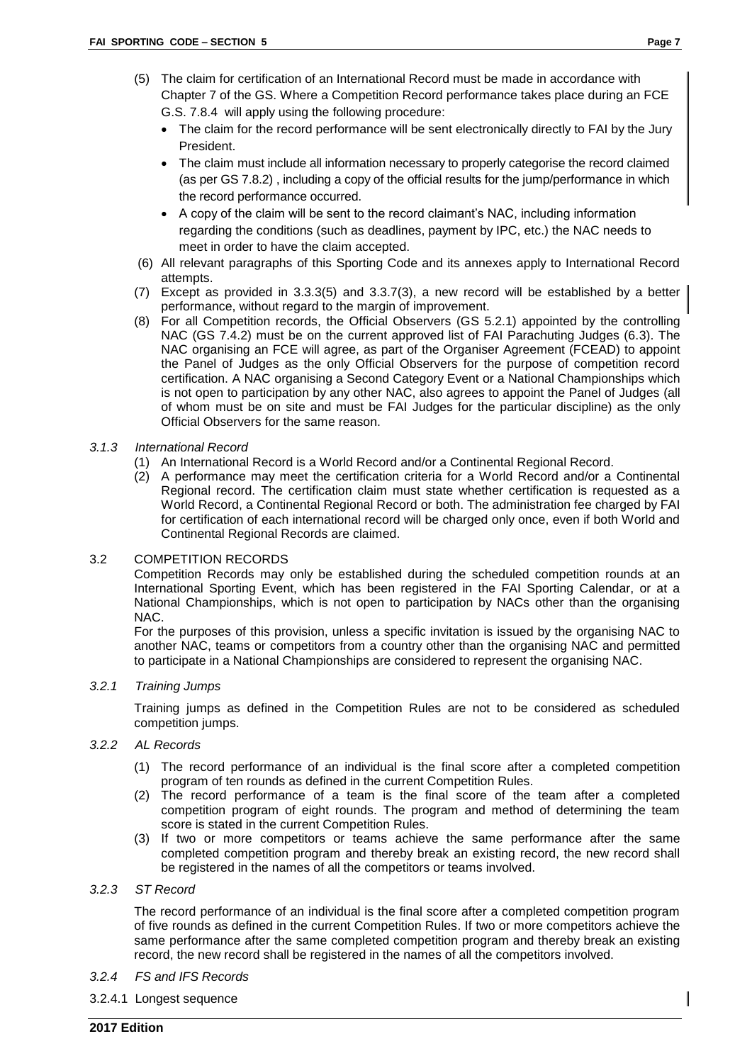(5) The claim for certification of an International Record must be made in accordance with Chapter 7 of the GS. Where a Competition Record performance takes place during an FCE G.S. 7.8.4 will apply using the following procedure:

- The claim for the record performance will be sent electronically directly to FAI by the Jury President.
- The claim must include all information necessary to properly categorise the record claimed (as per GS 7.8.2) , including a copy of the official results for the jump/performance in which the record performance occurred.
- A copy of the claim will be sent to the record claimant's NAC, including information regarding the conditions (such as deadlines, payment by IPC, etc.) the NAC needs to meet in order to have the claim accepted.

(6) All relevant paragraphs of this Sporting Code and its annexes apply to International Record attempts.

(7) Except as provided in 3.3.3(5) and 3.3.7(3), a new record will be established by a better performance, without regard to the margin of improvement.

(8) For all Competition records, the Official Observers (GS 5.2.1) appointed by the controlling NAC (GS 7.4.2) must be on the current approved list of FAI Parachuting Judges (6.3). The NAC organising an FCE will agree, as part of the Organiser Agreement (FCEAD) to appoint the Panel of Judges as the only Official Observers for the purpose of competition record certification. A NAC organising a Second Category Event or a National Championships which is not open to participation by any other NAC, also agrees to appoint the Panel of Judges (all of whom must be on site and must be FAI Judges for the particular discipline) as the only Official Observers for the same reason.

*3.1.3 International Record*

(1) An International Record is a World Record and/or a Continental Regional Record.

(2) A performance may meet the certification criteria for a World Record and/or a Continental Regional record. The certification claim must state whether certification is requested as a World Record, a Continental Regional Record or both. The administration fee charged by FAI for certification of each international record will be charged only once, even if both World and Continental Regional Records are claimed.

3.2 COMPETITION RECORDS

Competition Records may only be established during the scheduled competition rounds at an International Sporting Event, which has been registered in the FAI Sporting Calendar, or at a National Championships, which is not open to participation by NACs other than the organising NAC.

For the purposes of this provision, unless a specific invitation is issued by the organising NAC to another NAC, teams or competitors from a country other than the organising NAC and permitted to participate in a National Championships are considered to represent the organising NAC.

*3.2.1 Training Jumps*

Training jumps as defined in the Competition Rules are not to be considered as scheduled competition jumps.

*3.2.2 AL Records*

(1) The record performance of an individual is the final score after a completed competition program of ten rounds as defined in the current Competition Rules.

(2) The record performance of a team is the final score of the team after a completed competition program of eight rounds. The program and method of determining the team score is stated in the current Competition Rules.

(3) If two or more competitors or teams achieve the same performance after the same completed competition program and thereby break an existing record, the new record shall be registered in the names of all the competitors or teams involved.

*3.2.3 ST Record*

The record performance of an individual is the final score after a completed competition program of five rounds as defined in the current Competition Rules. If two or more competitors achieve the same performance after the same completed competition program and thereby break an existing record, the new record shall be registered in the names of all the competitors involved.

*3.2.4 FS and IFS Records*

3.2.4.1 Longest sequence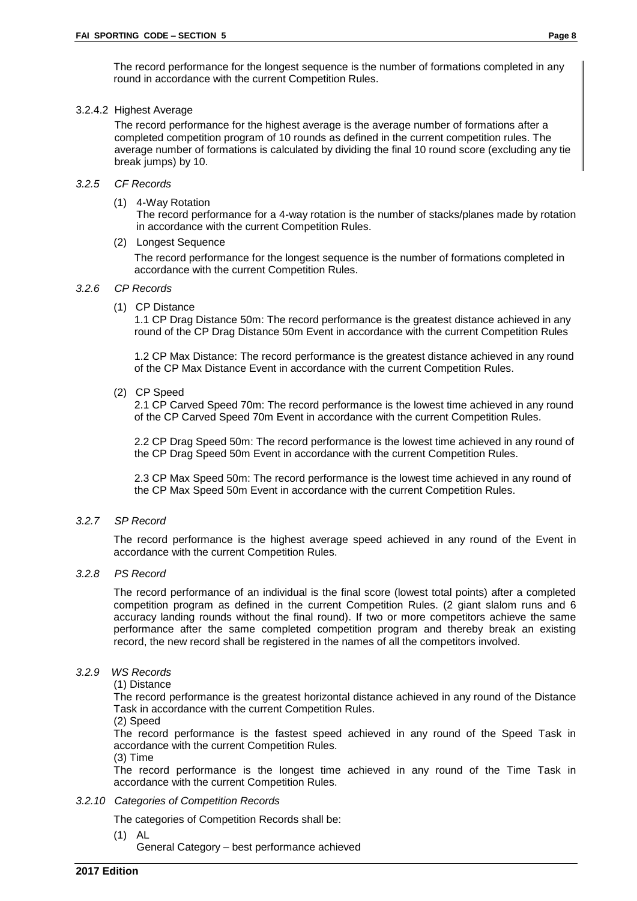The record performance for the longest sequence is the number of formations completed in any round in accordance with the current Competition Rules.

3.2.4.2 Highest Average

The record performance for the highest average is the average number of formations after a completed competition program of 10 rounds as defined in the current competition rules. The average number of formations is calculated by dividing the final 10 round score (excluding any tie break jumps) by 10.

*3.2.5 CF Records*

(1) 4-Way Rotation
The record performance for a 4-way rotation is the number of stacks/planes made by rotation in accordance with the current Competition Rules.

(2) Longest Sequence
The record performance for the longest sequence is the number of formations completed in accordance with the current Competition Rules.

*3.2.6 CP Records*

(1) CP Distance
1.1 CP Drag Distance 50m: The record performance is the greatest distance achieved in any round of the CP Drag Distance 50m Event in accordance with the current Competition Rules

1.2 CP Max Distance: The record performance is the greatest distance achieved in any round of the CP Max Distance Event in accordance with the current Competition Rules.

(2) CP Speed
2.1 CP Carved Speed 70m: The record performance is the lowest time achieved in any round of the CP Carved Speed 70m Event in accordance with the current Competition Rules.

2.2 CP Drag Speed 50m: The record performance is the lowest time achieved in any round of the CP Drag Speed 50m Event in accordance with the current Competition Rules.

2.3 CP Max Speed 50m: The record performance is the lowest time achieved in any round of the CP Max Speed 50m Event in accordance with the current Competition Rules.

*3.2.7 SP Record*

The record performance is the highest average speed achieved in any round of the Event in accordance with the current Competition Rules.

*3.2.8 PS Record*

The record performance of an individual is the final score (lowest total points) after a completed competition program as defined in the current Competition Rules. (2 giant slalom runs and 6 accuracy landing rounds without the final round). If two or more competitors achieve the same performance after the same completed competition program and thereby break an existing record, the new record shall be registered in the names of all the competitors involved.

*3.2.9 WS Records*

(1) Distance
The record performance is the greatest horizontal distance achieved in any round of the Distance Task in accordance with the current Competition Rules.

(2) Speed
The record performance is the fastest speed achieved in any round of the Speed Task in accordance with the current Competition Rules.

(3) Time
The record performance is the longest time achieved in any round of the Time Task in accordance with the current Competition Rules.

*3.2.10 Categories of Competition Records*

The categories of Competition Records shall be:

(1) AL
General Category – best performance achieved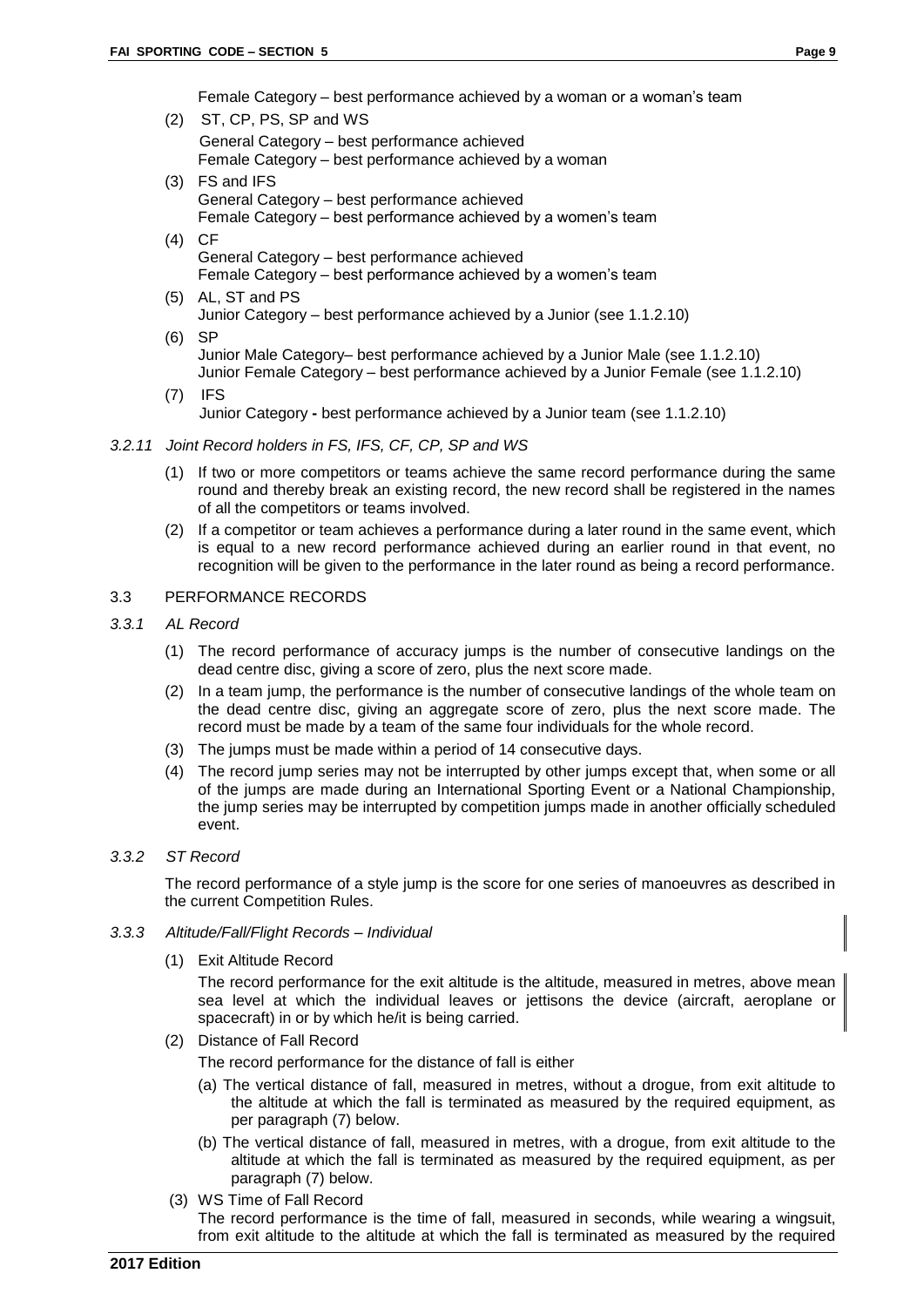Female Category – best performance achieved by a woman or a woman's team

(2) ST, CP, PS, SP and WS

General Category – best performance achieved
Female Category – best performance achieved by a woman

(3) FS and IFS

General Category – best performance achieved
Female Category – best performance achieved by a women's team

(4) CF

General Category – best performance achieved
Female Category – best performance achieved by a women's team

(5) AL, ST and PS

Junior Category – best performance achieved by a Junior (see 1.1.2.10)

(6) SP

Junior Male Category– best performance achieved by a Junior Male (see 1.1.2.10)
Junior Female Category – best performance achieved by a Junior Female (see 1.1.2.10)

(7) IFS

Junior Category **-** best performance achieved by a Junior team (see 1.1.2.10)

*3.2.11 Joint Record holders in FS, IFS, CF, CP, SP and WS*

(1) If two or more competitors or teams achieve the same record performance during the same round and thereby break an existing record, the new record shall be registered in the names of all the competitors or teams involved.

(2) If a competitor or team achieves a performance during a later round in the same event, which is equal to a new record performance achieved during an earlier round in that event, no recognition will be given to the performance in the later round as being a record performance.

## 3.3 PERFORMANCE RECORDS

*3.3.1 AL Record*

(1) The record performance of accuracy jumps is the number of consecutive landings on the dead centre disc, giving a score of zero, plus the next score made.

(2) In a team jump, the performance is the number of consecutive landings of the whole team on the dead centre disc, giving an aggregate score of zero, plus the next score made. The record must be made by a team of the same four individuals for the whole record.

(3) The jumps must be made within a period of 14 consecutive days.

(4) The record jump series may not be interrupted by other jumps except that, when some or all of the jumps are made during an International Sporting Event or a National Championship, the jump series may be interrupted by competition jumps made in another officially scheduled event.

*3.3.2 ST Record*

The record performance of a style jump is the score for one series of manoeuvres as described in the current Competition Rules.

*3.3.3 Altitude/Fall/Flight Records – Individual*

(1) Exit Altitude Record

The record performance for the exit altitude is the altitude, measured in metres, above mean sea level at which the individual leaves or jettisons the device (aircraft, aeroplane or spacecraft) in or by which he/it is being carried.

(2) Distance of Fall Record

The record performance for the distance of fall is either

(a) The vertical distance of fall, measured in metres, without a drogue, from exit altitude to the altitude at which the fall is terminated as measured by the required equipment, as per paragraph (7) below.

(b) The vertical distance of fall, measured in metres, with a drogue, from exit altitude to the altitude at which the fall is terminated as measured by the required equipment, as per paragraph (7) below.

(3) WS Time of Fall Record

The record performance is the time of fall, measured in seconds, while wearing a wingsuit, from exit altitude to the altitude at which the fall is terminated as measured by the required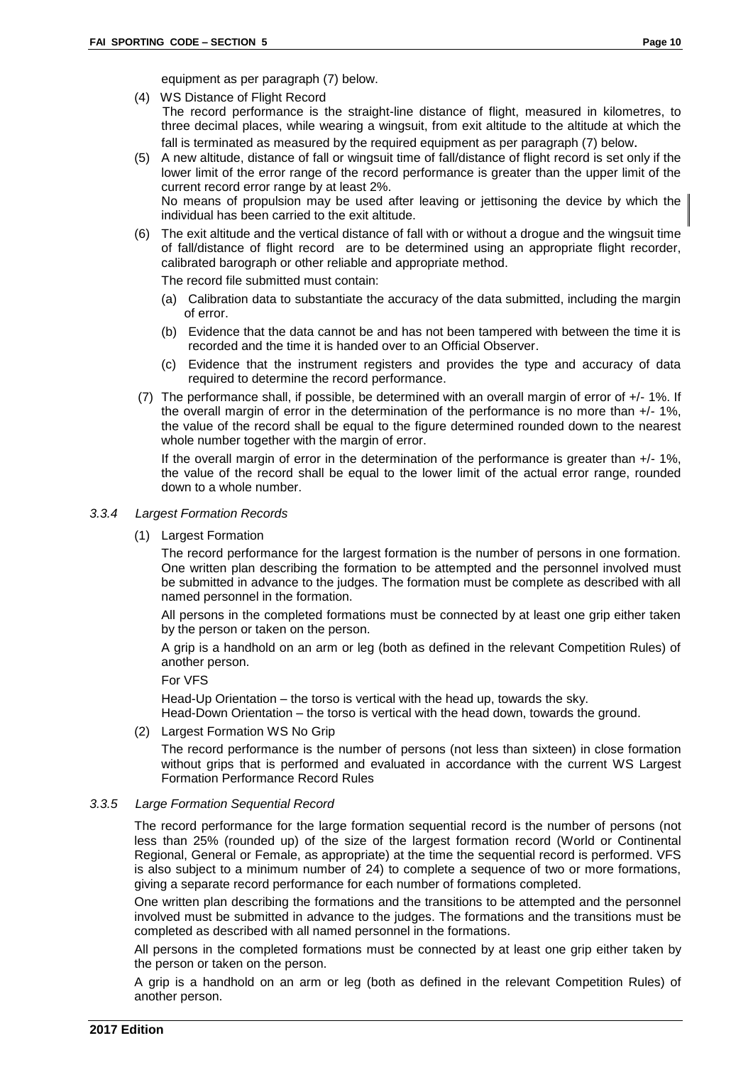equipment as per paragraph (7) below.

(4) WS Distance of Flight Record

The record performance is the straight-line distance of flight, measured in kilometres, to three decimal places, while wearing a wingsuit, from exit altitude to the altitude at which the fall is terminated as measured by the required equipment as per paragraph (7) below.

(5) A new altitude, distance of fall or wingsuit time of fall/distance of flight record is set only if the lower limit of the error range of the record performance is greater than the upper limit of the current record error range by at least 2%.

No means of propulsion may be used after leaving or jettisoning the device by which the individual has been carried to the exit altitude.

(6) The exit altitude and the vertical distance of fall with or without a drogue and the wingsuit time of fall/distance of flight record are to be determined using an appropriate flight recorder, calibrated barograph or other reliable and appropriate method.

The record file submitted must contain:

(a) Calibration data to substantiate the accuracy of the data submitted, including the margin of error.

(b) Evidence that the data cannot be and has not been tampered with between the time it is recorded and the time it is handed over to an Official Observer.

(c) Evidence that the instrument registers and provides the type and accuracy of data required to determine the record performance.

(7) The performance shall, if possible, be determined with an overall margin of error of +/- 1%. If the overall margin of error in the determination of the performance is no more than +/- 1%, the value of the record shall be equal to the figure determined rounded down to the nearest whole number together with the margin of error.

If the overall margin of error in the determination of the performance is greater than +/- 1%, the value of the record shall be equal to the lower limit of the actual error range, rounded down to a whole number.

### *3.3.4 Largest Formation Records*

(1) Largest Formation

The record performance for the largest formation is the number of persons in one formation. One written plan describing the formation to be attempted and the personnel involved must be submitted in advance to the judges. The formation must be complete as described with all named personnel in the formation.

All persons in the completed formations must be connected by at least one grip either taken by the person or taken on the person.

A grip is a handhold on an arm or leg (both as defined in the relevant Competition Rules) of another person.

For VFS

Head-Up Orientation – the torso is vertical with the head up, towards the sky.
Head-Down Orientation – the torso is vertical with the head down, towards the ground.

(2) Largest Formation WS No Grip

The record performance is the number of persons (not less than sixteen) in close formation without grips that is performed and evaluated in accordance with the current WS Largest Formation Performance Record Rules

### *3.3.5 Large Formation Sequential Record*

The record performance for the large formation sequential record is the number of persons (not less than 25% (rounded up) of the size of the largest formation record (World or Continental Regional, General or Female, as appropriate) at the time the sequential record is performed. VFS is also subject to a minimum number of 24) to complete a sequence of two or more formations, giving a separate record performance for each number of formations completed.

One written plan describing the formations and the transitions to be attempted and the personnel involved must be submitted in advance to the judges. The formations and the transitions must be completed as described with all named personnel in the formations.

All persons in the completed formations must be connected by at least one grip either taken by the person or taken on the person.

A grip is a handhold on an arm or leg (both as defined in the relevant Competition Rules) of another person.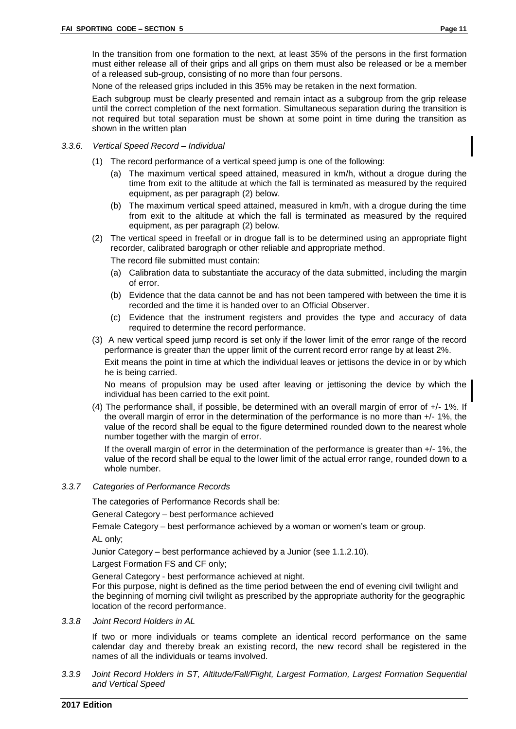In the transition from one formation to the next, at least 35% of the persons in the first formation must either release all of their grips and all grips on them must also be released or be a member of a released sub-group, consisting of no more than four persons.

None of the released grips included in this 35% may be retaken in the next formation.

Each subgroup must be clearly presented and remain intact as a subgroup from the grip release until the correct completion of the next formation. Simultaneous separation during the transition is not required but total separation must be shown at some point in time during the transition as shown in the written plan

### *3.3.6. Vertical Speed Record – Individual*

(1) The record performance of a vertical speed jump is one of the following:

   (a) The maximum vertical speed attained, measured in km/h, without a drogue during the time from exit to the altitude at which the fall is terminated as measured by the required equipment, as per paragraph (2) below.

   (b) The maximum vertical speed attained, measured in km/h, with a drogue during the time from exit to the altitude at which the fall is terminated as measured by the required equipment, as per paragraph (2) below.

(2) The vertical speed in freefall or in drogue fall is to be determined using an appropriate flight recorder, calibrated barograph or other reliable and appropriate method.

   The record file submitted must contain:

   (a) Calibration data to substantiate the accuracy of the data submitted, including the margin of error.

   (b) Evidence that the data cannot be and has not been tampered with between the time it is recorded and the time it is handed over to an Official Observer.

   (c) Evidence that the instrument registers and provides the type and accuracy of data required to determine the record performance.

(3) A new vertical speed jump record is set only if the lower limit of the error range of the record performance is greater than the upper limit of the current record error range by at least 2%.

   Exit means the point in time at which the individual leaves or jettisons the device in or by which he is being carried.

   No means of propulsion may be used after leaving or jettisoning the device by which the individual has been carried to the exit point.

(4) The performance shall, if possible, be determined with an overall margin of error of +/- 1%. If the overall margin of error in the determination of the performance is no more than +/- 1%, the value of the record shall be equal to the figure determined rounded down to the nearest whole number together with the margin of error.

   If the overall margin of error in the determination of the performance is greater than +/- 1%, the value of the record shall be equal to the lower limit of the actual error range, rounded down to a whole number.

### *3.3.7 Categories of Performance Records*

The categories of Performance Records shall be:

General Category – best performance achieved

Female Category – best performance achieved by a woman or women's team or group.

AL only;

Junior Category – best performance achieved by a Junior (see 1.1.2.10).

Largest Formation FS and CF only;

General Category - best performance achieved at night.
For this purpose, night is defined as the time period between the end of evening civil twilight and the beginning of morning civil twilight as prescribed by the appropriate authority for the geographic location of the record performance.

### *3.3.8 Joint Record Holders in AL*

If two or more individuals or teams complete an identical record performance on the same calendar day and thereby break an existing record, the new record shall be registered in the names of all the individuals or teams involved.

### *3.3.9 Joint Record Holders in ST, Altitude/Fall/Flight, Largest Formation, Largest Formation Sequential and Vertical Speed*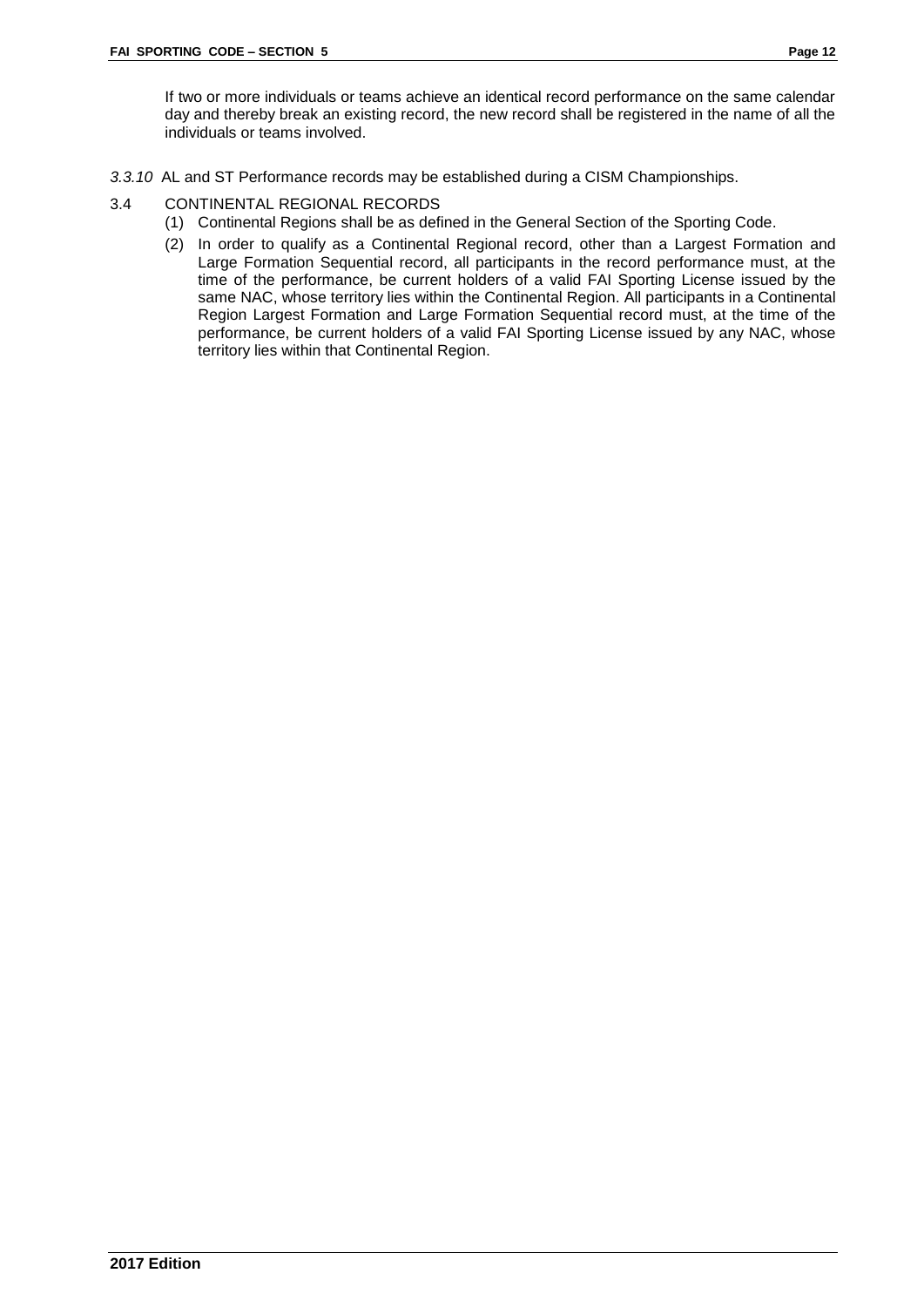If two or more individuals or teams achieve an identical record performance on the same calendar day and thereby break an existing record, the new record shall be registered in the name of all the individuals or teams involved.

*3.3.10* AL and ST Performance records may be established during a CISM Championships.

3.4 CONTINENTAL REGIONAL RECORDS

(1) Continental Regions shall be as defined in the General Section of the Sporting Code.

(2) In order to qualify as a Continental Regional record, other than a Largest Formation and Large Formation Sequential record, all participants in the record performance must, at the time of the performance, be current holders of a valid FAI Sporting License issued by the same NAC, whose territory lies within the Continental Region. All participants in a Continental Region Largest Formation and Large Formation Sequential record must, at the time of the performance, be current holders of a valid FAI Sporting License issued by any NAC, whose territory lies within that Continental Region.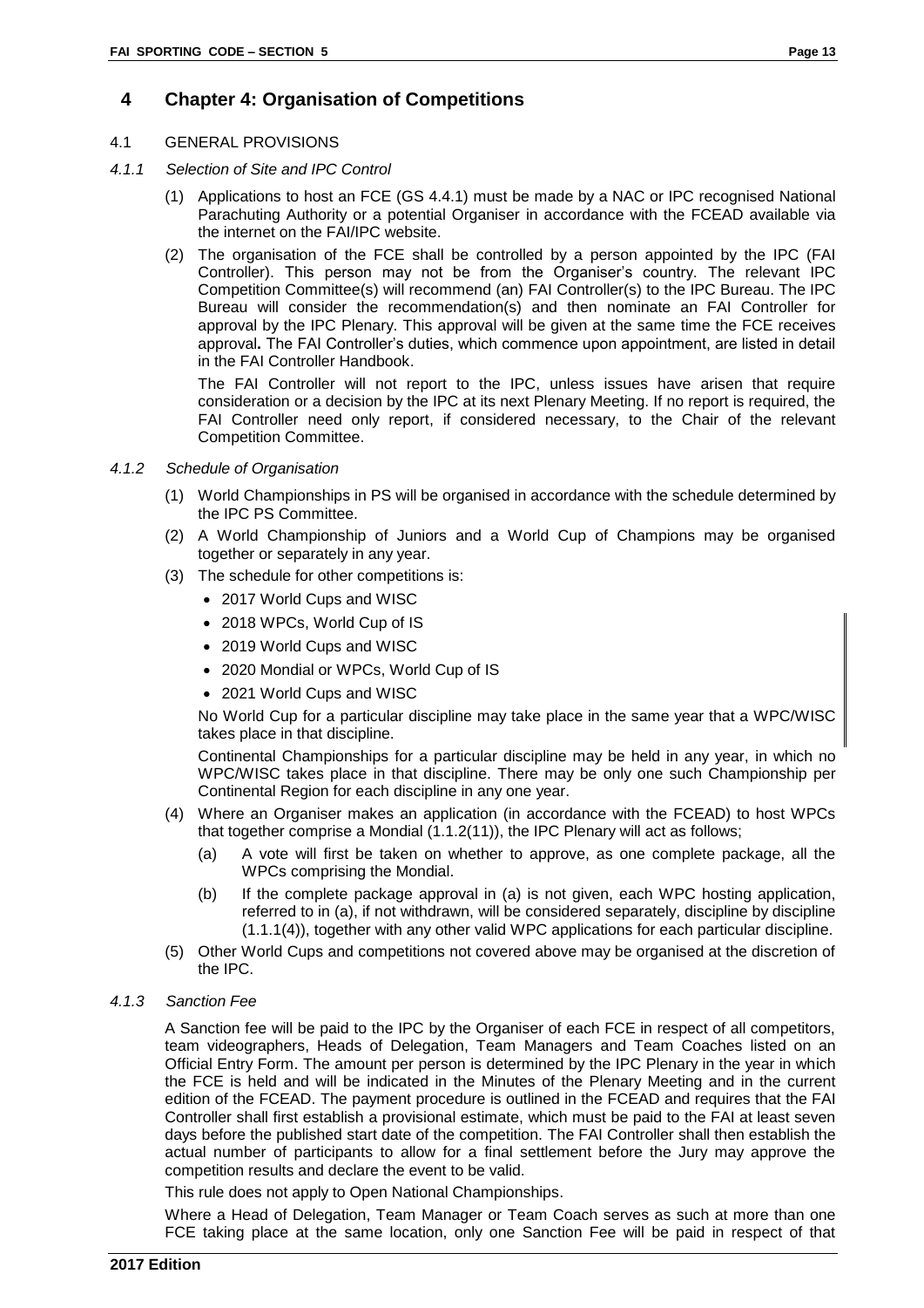# 4 Chapter 4: Organisation of Competitions

4.1 GENERAL PROVISIONS

*4.1.1 Selection of Site and IPC Control*

(1) Applications to host an FCE (GS 4.4.1) must be made by a NAC or IPC recognised National Parachuting Authority or a potential Organiser in accordance with the FCEAD available via the internet on the FAI/IPC website.

(2) The organisation of the FCE shall be controlled by a person appointed by the IPC (FAI Controller). This person may not be from the Organiser's country. The relevant IPC Competition Committee(s) will recommend (an) FAI Controller(s) to the IPC Bureau. The IPC Bureau will consider the recommendation(s) and then nominate an FAI Controller for approval by the IPC Plenary. This approval will be given at the same time the FCE receives approval**.** The FAI Controller's duties, which commence upon appointment, are listed in detail in the FAI Controller Handbook.

The FAI Controller will not report to the IPC, unless issues have arisen that require consideration or a decision by the IPC at its next Plenary Meeting. If no report is required, the FAI Controller need only report, if considered necessary, to the Chair of the relevant Competition Committee.

*4.1.2 Schedule of Organisation*

(1) World Championships in PS will be organised in accordance with the schedule determined by the IPC PS Committee.

(2) A World Championship of Juniors and a World Cup of Champions may be organised together or separately in any year.

(3) The schedule for other competitions is:

- 2017 World Cups and WISC
- 2018 WPCs, World Cup of IS
- 2019 World Cups and WISC
- 2020 Mondial or WPCs, World Cup of IS
- 2021 World Cups and WISC

No World Cup for a particular discipline may take place in the same year that a WPC/WISC takes place in that discipline.

Continental Championships for a particular discipline may be held in any year, in which no WPC/WISC takes place in that discipline. There may be only one such Championship per Continental Region for each discipline in any one year.

(4) Where an Organiser makes an application (in accordance with the FCEAD) to host WPCs that together comprise a Mondial (1.1.2(11)), the IPC Plenary will act as follows;

(a) A vote will first be taken on whether to approve, as one complete package, all the WPCs comprising the Mondial.

(b) If the complete package approval in (a) is not given, each WPC hosting application, referred to in (a), if not withdrawn, will be considered separately, discipline by discipline (1.1.1(4)), together with any other valid WPC applications for each particular discipline.

(5) Other World Cups and competitions not covered above may be organised at the discretion of the IPC.

*4.1.3 Sanction Fee*

A Sanction fee will be paid to the IPC by the Organiser of each FCE in respect of all competitors, team videographers, Heads of Delegation, Team Managers and Team Coaches listed on an Official Entry Form. The amount per person is determined by the IPC Plenary in the year in which the FCE is held and will be indicated in the Minutes of the Plenary Meeting and in the current edition of the FCEAD. The payment procedure is outlined in the FCEAD and requires that the FAI Controller shall first establish a provisional estimate, which must be paid to the FAI at least seven days before the published start date of the competition. The FAI Controller shall then establish the actual number of participants to allow for a final settlement before the Jury may approve the competition results and declare the event to be valid.

This rule does not apply to Open National Championships.

Where a Head of Delegation, Team Manager or Team Coach serves as such at more than one FCE taking place at the same location, only one Sanction Fee will be paid in respect of that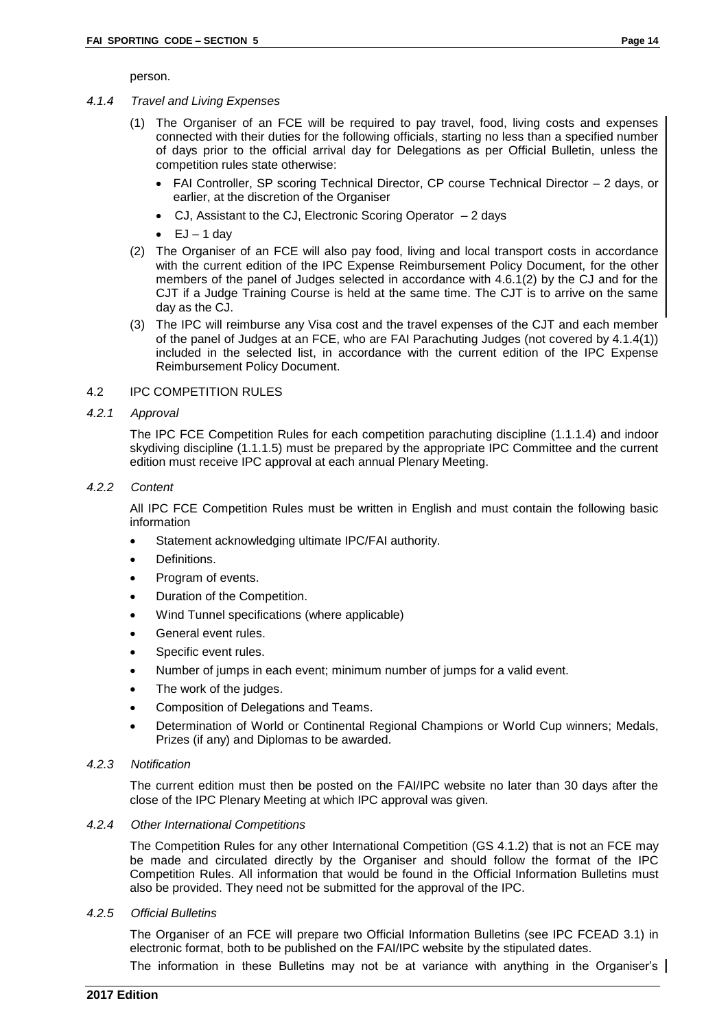person.

*4.1.4 Travel and Living Expenses*

(1) The Organiser of an FCE will be required to pay travel, food, living costs and expenses connected with their duties for the following officials, starting no less than a specified number of days prior to the official arrival day for Delegations as per Official Bulletin, unless the competition rules state otherwise:

- FAI Controller, SP scoring Technical Director, CP course Technical Director – 2 days, or earlier, at the discretion of the Organiser
- CJ, Assistant to the CJ, Electronic Scoring Operator – 2 days
- EJ – 1 day

(2) The Organiser of an FCE will also pay food, living and local transport costs in accordance with the current edition of the IPC Expense Reimbursement Policy Document, for the other members of the panel of Judges selected in accordance with 4.6.1(2) by the CJ and for the CJT if a Judge Training Course is held at the same time. The CJT is to arrive on the same day as the CJ.

(3) The IPC will reimburse any Visa cost and the travel expenses of the CJT and each member of the panel of Judges at an FCE, who are FAI Parachuting Judges (not covered by 4.1.4(1)) included in the selected list, in accordance with the current edition of the IPC Expense Reimbursement Policy Document.

## 4.2 IPC COMPETITION RULES

*4.2.1 Approval*

The IPC FCE Competition Rules for each competition parachuting discipline (1.1.1.4) and indoor skydiving discipline (1.1.1.5) must be prepared by the appropriate IPC Committee and the current edition must receive IPC approval at each annual Plenary Meeting.

*4.2.2 Content*

All IPC FCE Competition Rules must be written in English and must contain the following basic information

- Statement acknowledging ultimate IPC/FAI authority.
- Definitions.
- Program of events.
- Duration of the Competition.
- Wind Tunnel specifications (where applicable)
- General event rules.
- Specific event rules.
- Number of jumps in each event; minimum number of jumps for a valid event.
- The work of the judges.
- Composition of Delegations and Teams.
- Determination of World or Continental Regional Champions or World Cup winners; Medals, Prizes (if any) and Diplomas to be awarded.

*4.2.3 Notification*

The current edition must then be posted on the FAI/IPC website no later than 30 days after the close of the IPC Plenary Meeting at which IPC approval was given.

*4.2.4 Other International Competitions*

The Competition Rules for any other International Competition (GS 4.1.2) that is not an FCE may be made and circulated directly by the Organiser and should follow the format of the IPC Competition Rules. All information that would be found in the Official Information Bulletins must also be provided. They need not be submitted for the approval of the IPC.

*4.2.5 Official Bulletins*

The Organiser of an FCE will prepare two Official Information Bulletins (see IPC FCEAD 3.1) in electronic format, both to be published on the FAI/IPC website by the stipulated dates.

The information in these Bulletins may not be at variance with anything in the Organiser's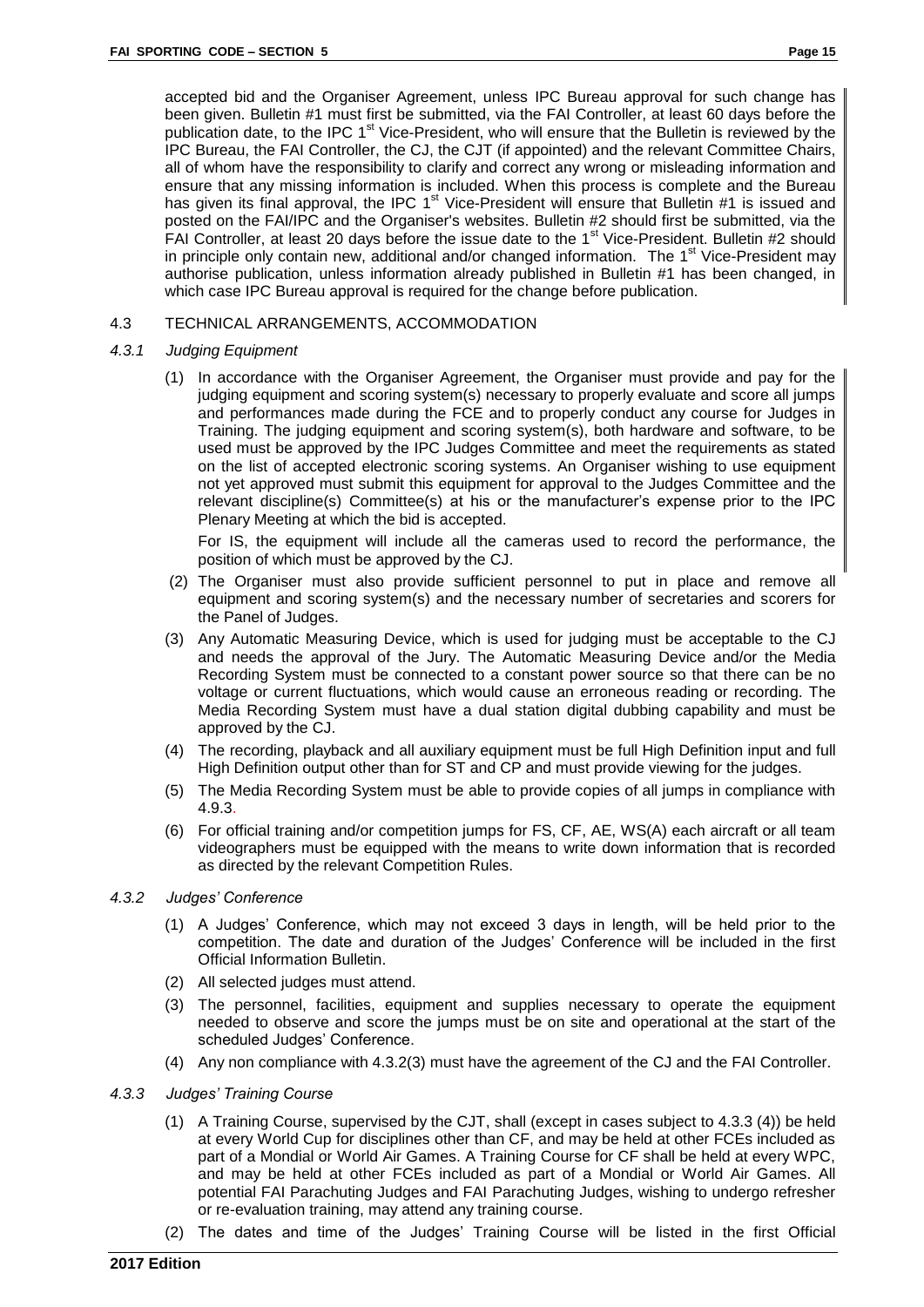accepted bid and the Organiser Agreement, unless IPC Bureau approval for such change has been given. Bulletin #1 must first be submitted, via the FAI Controller, at least 60 days before the publication date, to the IPC 1st Vice-President, who will ensure that the Bulletin is reviewed by the IPC Bureau, the FAI Controller, the CJ, the CJT (if appointed) and the relevant Committee Chairs, all of whom have the responsibility to clarify and correct any wrong or misleading information and ensure that any missing information is included. When this process is complete and the Bureau has given its final approval, the IPC 1st Vice-President will ensure that Bulletin #1 is issued and posted on the FAI/IPC and the Organiser's websites. Bulletin #2 should first be submitted, via the FAI Controller, at least 20 days before the issue date to the 1st Vice-President. Bulletin #2 should in principle only contain new, additional and/or changed information. The 1st Vice-President may authorise publication, unless information already published in Bulletin #1 has been changed, in which case IPC Bureau approval is required for the change before publication.

## 4.3 TECHNICAL ARRANGEMENTS, ACCOMMODATION

### *4.3.1 Judging Equipment*

(1) In accordance with the Organiser Agreement, the Organiser must provide and pay for the judging equipment and scoring system(s) necessary to properly evaluate and score all jumps and performances made during the FCE and to properly conduct any course for Judges in Training. The judging equipment and scoring system(s), both hardware and software, to be used must be approved by the IPC Judges Committee and meet the requirements as stated on the list of accepted electronic scoring systems. An Organiser wishing to use equipment not yet approved must submit this equipment for approval to the Judges Committee and the relevant discipline(s) Committee(s) at his or the manufacturer's expense prior to the IPC Plenary Meeting at which the bid is accepted.

For IS, the equipment will include all the cameras used to record the performance, the position of which must be approved by the CJ.

(2) The Organiser must also provide sufficient personnel to put in place and remove all equipment and scoring system(s) and the necessary number of secretaries and scorers for the Panel of Judges.

(3) Any Automatic Measuring Device, which is used for judging must be acceptable to the CJ and needs the approval of the Jury. The Automatic Measuring Device and/or the Media Recording System must be connected to a constant power source so that there can be no voltage or current fluctuations, which would cause an erroneous reading or recording. The Media Recording System must have a dual station digital dubbing capability and must be approved by the CJ.

(4) The recording, playback and all auxiliary equipment must be full High Definition input and full High Definition output other than for ST and CP and must provide viewing for the judges.

(5) The Media Recording System must be able to provide copies of all jumps in compliance with 4.9.3.

(6) For official training and/or competition jumps for FS, CF, AE, WS(A) each aircraft or all team videographers must be equipped with the means to write down information that is recorded as directed by the relevant Competition Rules.

### *4.3.2 Judges' Conference*

(1) A Judges' Conference, which may not exceed 3 days in length, will be held prior to the competition. The date and duration of the Judges' Conference will be included in the first Official Information Bulletin.

(2) All selected judges must attend.

(3) The personnel, facilities, equipment and supplies necessary to operate the equipment needed to observe and score the jumps must be on site and operational at the start of the scheduled Judges' Conference.

(4) Any non compliance with 4.3.2(3) must have the agreement of the CJ and the FAI Controller.

### *4.3.3 Judges' Training Course*

(1) A Training Course, supervised by the CJT, shall (except in cases subject to 4.3.3 (4)) be held at every World Cup for disciplines other than CF, and may be held at other FCEs included as part of a Mondial or World Air Games. A Training Course for CF shall be held at every WPC, and may be held at other FCEs included as part of a Mondial or World Air Games. All potential FAI Parachuting Judges and FAI Parachuting Judges, wishing to undergo refresher or re-evaluation training, may attend any training course.

(2) The dates and time of the Judges' Training Course will be listed in the first Official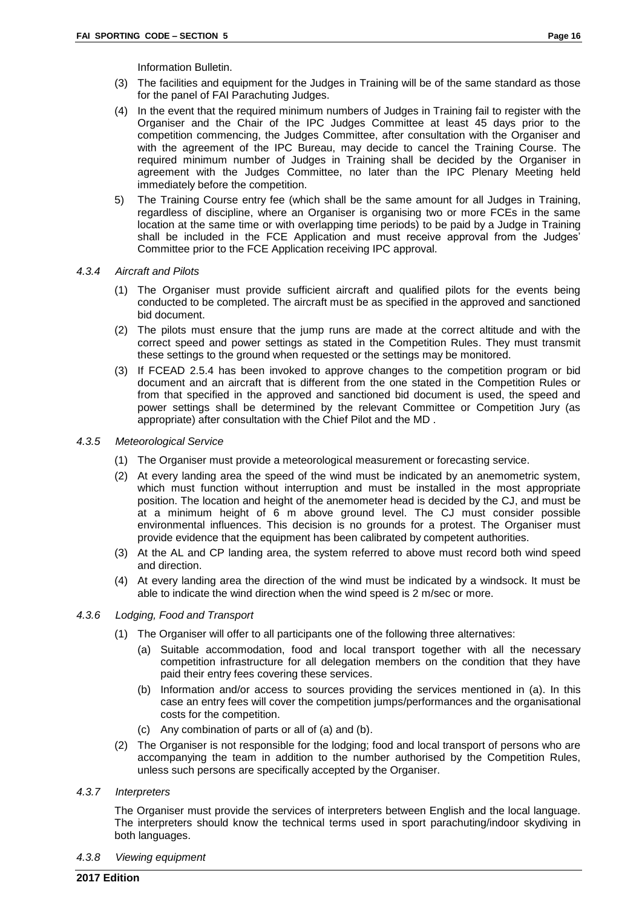Information Bulletin.

(3) The facilities and equipment for the Judges in Training will be of the same standard as those for the panel of FAI Parachuting Judges.

(4) In the event that the required minimum numbers of Judges in Training fail to register with the Organiser and the Chair of the IPC Judges Committee at least 45 days prior to the competition commencing, the Judges Committee, after consultation with the Organiser and with the agreement of the IPC Bureau, may decide to cancel the Training Course. The required minimum number of Judges in Training shall be decided by the Organiser in agreement with the Judges Committee, no later than the IPC Plenary Meeting held immediately before the competition.

5) The Training Course entry fee (which shall be the same amount for all Judges in Training, regardless of discipline, where an Organiser is organising two or more FCEs in the same location at the same time or with overlapping time periods) to be paid by a Judge in Training shall be included in the FCE Application and must receive approval from the Judges' Committee prior to the FCE Application receiving IPC approval.

*4.3.4 Aircraft and Pilots*

(1) The Organiser must provide sufficient aircraft and qualified pilots for the events being conducted to be completed. The aircraft must be as specified in the approved and sanctioned bid document.

(2) The pilots must ensure that the jump runs are made at the correct altitude and with the correct speed and power settings as stated in the Competition Rules. They must transmit these settings to the ground when requested or the settings may be monitored.

(3) If FCEAD 2.5.4 has been invoked to approve changes to the competition program or bid document and an aircraft that is different from the one stated in the Competition Rules or from that specified in the approved and sanctioned bid document is used, the speed and power settings shall be determined by the relevant Committee or Competition Jury (as appropriate) after consultation with the Chief Pilot and the MD .

*4.3.5 Meteorological Service*

(1) The Organiser must provide a meteorological measurement or forecasting service.

(2) At every landing area the speed of the wind must be indicated by an anemometric system, which must function without interruption and must be installed in the most appropriate position. The location and height of the anemometer head is decided by the CJ, and must be at a minimum height of 6 m above ground level. The CJ must consider possible environmental influences. This decision is no grounds for a protest. The Organiser must provide evidence that the equipment has been calibrated by competent authorities.

(3) At the AL and CP landing area, the system referred to above must record both wind speed and direction.

(4) At every landing area the direction of the wind must be indicated by a windsock. It must be able to indicate the wind direction when the wind speed is 2 m/sec or more.

*4.3.6 Lodging, Food and Transport*

(1) The Organiser will offer to all participants one of the following three alternatives:

(a) Suitable accommodation, food and local transport together with all the necessary competition infrastructure for all delegation members on the condition that they have paid their entry fees covering these services.

(b) Information and/or access to sources providing the services mentioned in (a). In this case an entry fees will cover the competition jumps/performances and the organisational costs for the competition.

(c) Any combination of parts or all of (a) and (b).

(2) The Organiser is not responsible for the lodging; food and local transport of persons who are accompanying the team in addition to the number authorised by the Competition Rules, unless such persons are specifically accepted by the Organiser.

*4.3.7 Interpreters*

The Organiser must provide the services of interpreters between English and the local language. The interpreters should know the technical terms used in sport parachuting/indoor skydiving in both languages.

*4.3.8 Viewing equipment*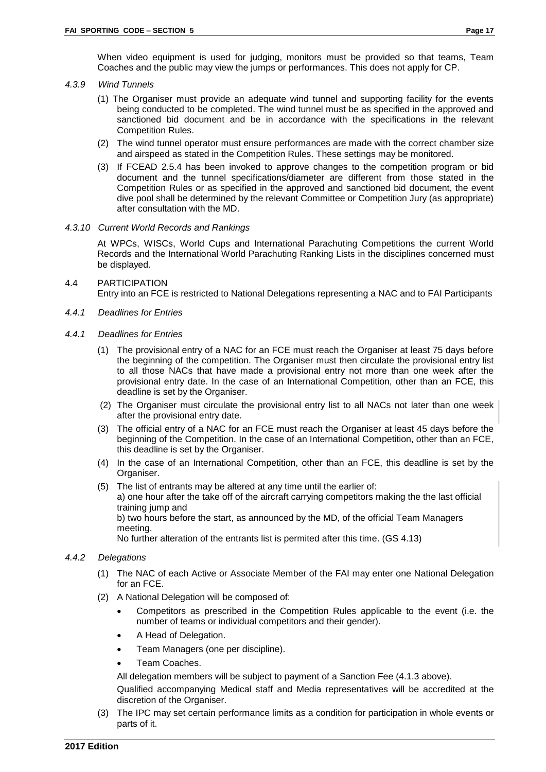When video equipment is used for judging, monitors must be provided so that teams, Team Coaches and the public may view the jumps or performances. This does not apply for CP.

*4.3.9 Wind Tunnels*

(1) The Organiser must provide an adequate wind tunnel and supporting facility for the events being conducted to be completed. The wind tunnel must be as specified in the approved and sanctioned bid document and be in accordance with the specifications in the relevant Competition Rules.

(2) The wind tunnel operator must ensure performances are made with the correct chamber size and airspeed as stated in the Competition Rules. These settings may be monitored.

(3) If FCEAD 2.5.4 has been invoked to approve changes to the competition program or bid document and the tunnel specifications/diameter are different from those stated in the Competition Rules or as specified in the approved and sanctioned bid document, the event dive pool shall be determined by the relevant Committee or Competition Jury (as appropriate) after consultation with the MD.

*4.3.10 Current World Records and Rankings*

At WPCs, WISCs, World Cups and International Parachuting Competitions the current World Records and the International World Parachuting Ranking Lists in the disciplines concerned must be displayed.

4.4 PARTICIPATION

Entry into an FCE is restricted to National Delegations representing a NAC and to FAI Participants

*4.4.1 Deadlines for Entries*

*4.4.1 Deadlines for Entries*

(1) The provisional entry of a NAC for an FCE must reach the Organiser at least 75 days before the beginning of the competition. The Organiser must then circulate the provisional entry list to all those NACs that have made a provisional entry not more than one week after the provisional entry date. In the case of an International Competition, other than an FCE, this deadline is set by the Organiser.

(2) The Organiser must circulate the provisional entry list to all NACs not later than one week after the provisional entry date.

(3) The official entry of a NAC for an FCE must reach the Organiser at least 45 days before the beginning of the Competition. In the case of an International Competition, other than an FCE, this deadline is set by the Organiser.

(4) In the case of an International Competition, other than an FCE, this deadline is set by the Organiser.

(5) The list of entrants may be altered at any time until the earlier of:
a) one hour after the take off of the aircraft carrying competitors making the the last official training jump and
b) two hours before the start, as announced by the MD, of the official Team Managers meeting.
No further alteration of the entrants list is permited after this time. (GS 4.13)

*4.4.2 Delegations*

(1) The NAC of each Active or Associate Member of the FAI may enter one National Delegation for an FCE.

(2) A National Delegation will be composed of:

- Competitors as prescribed in the Competition Rules applicable to the event (i.e. the number of teams or individual competitors and their gender).
- A Head of Delegation.
- Team Managers (one per discipline).
- Team Coaches.

All delegation members will be subject to payment of a Sanction Fee (4.1.3 above).

Qualified accompanying Medical staff and Media representatives will be accredited at the discretion of the Organiser.

(3) The IPC may set certain performance limits as a condition for participation in whole events or parts of it.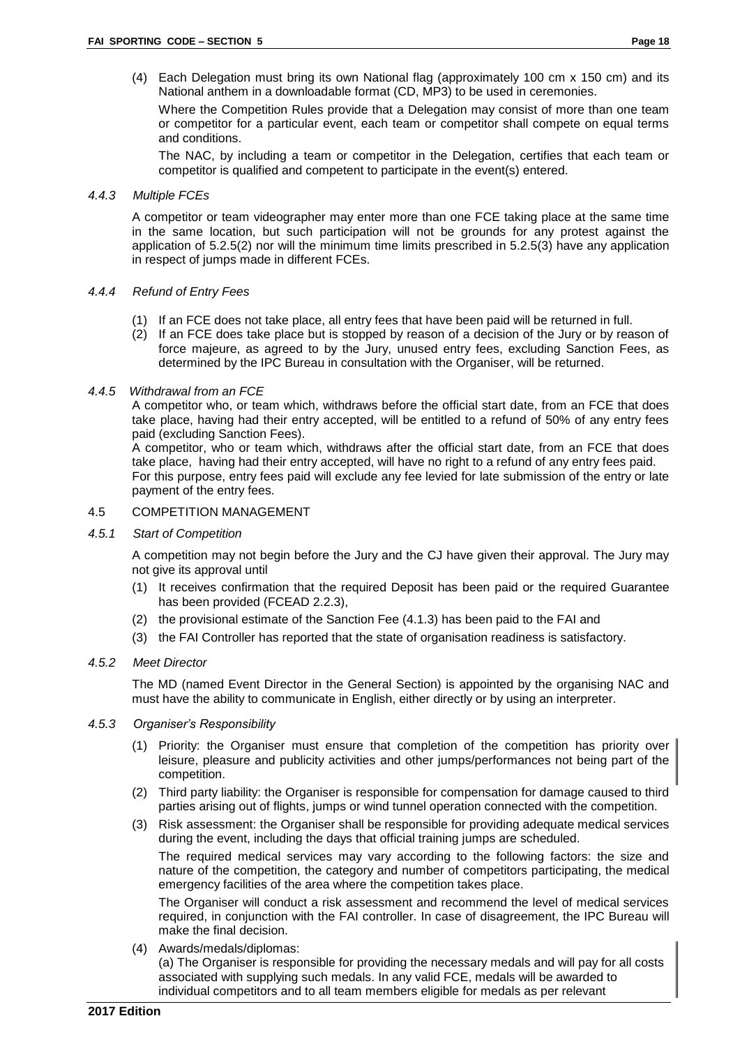(4) Each Delegation must bring its own National flag (approximately 100 cm x 150 cm) and its National anthem in a downloadable format (CD, MP3) to be used in ceremonies.

Where the Competition Rules provide that a Delegation may consist of more than one team or competitor for a particular event, each team or competitor shall compete on equal terms and conditions.

The NAC, by including a team or competitor in the Delegation, certifies that each team or competitor is qualified and competent to participate in the event(s) entered.

*4.4.3 Multiple FCEs*

A competitor or team videographer may enter more than one FCE taking place at the same time in the same location, but such participation will not be grounds for any protest against the application of 5.2.5(2) nor will the minimum time limits prescribed in 5.2.5(3) have any application in respect of jumps made in different FCEs.

*4.4.4 Refund of Entry Fees*

(1) If an FCE does not take place, all entry fees that have been paid will be returned in full.
(2) If an FCE does take place but is stopped by reason of a decision of the Jury or by reason of force majeure, as agreed to by the Jury, unused entry fees, excluding Sanction Fees, as determined by the IPC Bureau in consultation with the Organiser, will be returned.

*4.4.5 Withdrawal from an FCE*

A competitor who, or team which, withdraws before the official start date, from an FCE that does take place, having had their entry accepted, will be entitled to a refund of 50% of any entry fees paid (excluding Sanction Fees).
A competitor, who or team which, withdraws after the official start date, from an FCE that does take place, having had their entry accepted, will have no right to a refund of any entry fees paid.
For this purpose, entry fees paid will exclude any fee levied for late submission of the entry or late payment of the entry fees.

4.5 COMPETITION MANAGEMENT

*4.5.1 Start of Competition*

A competition may not begin before the Jury and the CJ have given their approval. The Jury may not give its approval until

(1) It receives confirmation that the required Deposit has been paid or the required Guarantee has been provided (FCEAD 2.2.3),
(2) the provisional estimate of the Sanction Fee (4.1.3) has been paid to the FAI and
(3) the FAI Controller has reported that the state of organisation readiness is satisfactory.

*4.5.2 Meet Director*

The MD (named Event Director in the General Section) is appointed by the organising NAC and must have the ability to communicate in English, either directly or by using an interpreter.

*4.5.3 Organiser's Responsibility*

(1) Priority: the Organiser must ensure that completion of the competition has priority over leisure, pleasure and publicity activities and other jumps/performances not being part of the competition.
(2) Third party liability: the Organiser is responsible for compensation for damage caused to third parties arising out of flights, jumps or wind tunnel operation connected with the competition.
(3) Risk assessment: the Organiser shall be responsible for providing adequate medical services during the event, including the days that official training jumps are scheduled.

    The required medical services may vary according to the following factors: the size and nature of the competition, the category and number of competitors participating, the medical emergency facilities of the area where the competition takes place.

    The Organiser will conduct a risk assessment and recommend the level of medical services required, in conjunction with the FAI controller. In case of disagreement, the IPC Bureau will make the final decision.

(4) Awards/medals/diplomas:
    (a) The Organiser is responsible for providing the necessary medals and will pay for all costs associated with supplying such medals. In any valid FCE, medals will be awarded to individual competitors and to all team members eligible for medals as per relevant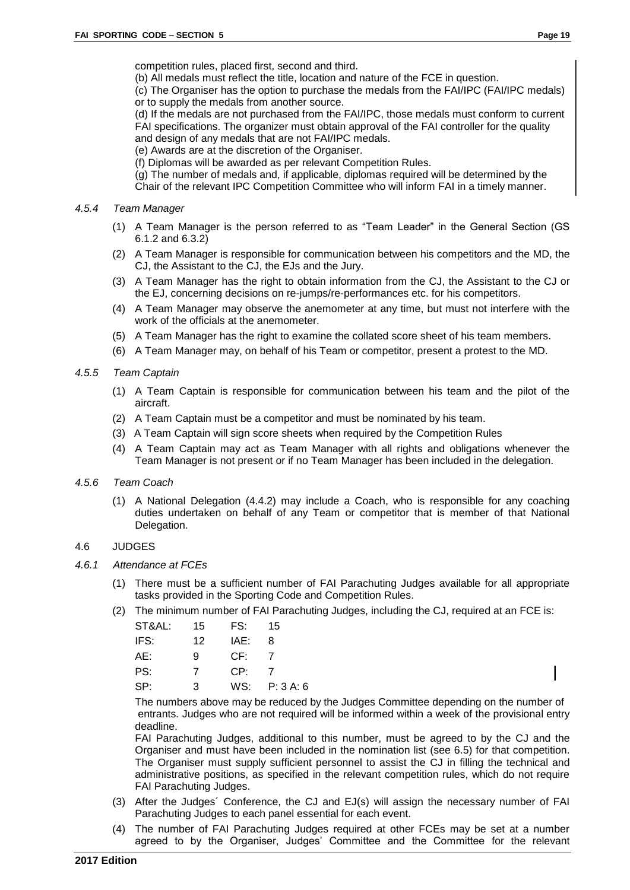competition rules, placed first, second and third.

(b) All medals must reflect the title, location and nature of the FCE in question.

(c) The Organiser has the option to purchase the medals from the FAI/IPC (FAI/IPC medals) or to supply the medals from another source.

(d) If the medals are not purchased from the FAI/IPC, those medals must conform to current FAI specifications. The organizer must obtain approval of the FAI controller for the quality and design of any medals that are not FAI/IPC medals.

(e) Awards are at the discretion of the Organiser.

(f) Diplomas will be awarded as per relevant Competition Rules.

(g) The number of medals and, if applicable, diplomas required will be determined by the Chair of the relevant IPC Competition Committee who will inform FAI in a timely manner.

*4.5.4 Team Manager*

(1) A Team Manager is the person referred to as "Team Leader" in the General Section (GS 6.1.2 and 6.3.2)

(2) A Team Manager is responsible for communication between his competitors and the MD, the CJ, the Assistant to the CJ, the EJs and the Jury.

(3) A Team Manager has the right to obtain information from the CJ, the Assistant to the CJ or the EJ, concerning decisions on re-jumps/re-performances etc. for his competitors.

(4) A Team Manager may observe the anemometer at any time, but must not interfere with the work of the officials at the anemometer.

(5) A Team Manager has the right to examine the collated score sheet of his team members.

(6) A Team Manager may, on behalf of his Team or competitor, present a protest to the MD.

*4.5.5 Team Captain*

(1) A Team Captain is responsible for communication between his team and the pilot of the aircraft.

(2) A Team Captain must be a competitor and must be nominated by his team.

(3) A Team Captain will sign score sheets when required by the Competition Rules

(4) A Team Captain may act as Team Manager with all rights and obligations whenever the Team Manager is not present or if no Team Manager has been included in the delegation.

*4.5.6 Team Coach*

(1) A National Delegation (4.4.2) may include a Coach, who is responsible for any coaching duties undertaken on behalf of any Team or competitor that is member of that National Delegation.

4.6 JUDGES

*4.6.1 Attendance at FCEs*

(1) There must be a sufficient number of FAI Parachuting Judges available for all appropriate tasks provided in the Sporting Code and Competition Rules.

(2) The minimum number of FAI Parachuting Judges, including the CJ, required at an FCE is:

| | | | |
|---|---|---|---|
| ST&AL: | 15 | FS: | 15 |
| IFS: | 12 | IAE: | 8 |
| AE: | 9 | CF: | 7 |
| PS: | 7 | CP: | 7 |
| SP: | 3 | WS: | P: 3 A: 6 |

The numbers above may be reduced by the Judges Committee depending on the number of entrants. Judges who are not required will be informed within a week of the provisional entry deadline.

FAI Parachuting Judges, additional to this number, must be agreed to by the CJ and the Organiser and must have been included in the nomination list (see 6.5) for that competition. The Organiser must supply sufficient personnel to assist the CJ in filling the technical and administrative positions, as specified in the relevant competition rules, which do not require FAI Parachuting Judges.

(3) After the Judges´ Conference, the CJ and EJ(s) will assign the necessary number of FAI Parachuting Judges to each panel essential for each event.

(4) The number of FAI Parachuting Judges required at other FCEs may be set at a number agreed to by the Organiser, Judges' Committee and the Committee for the relevant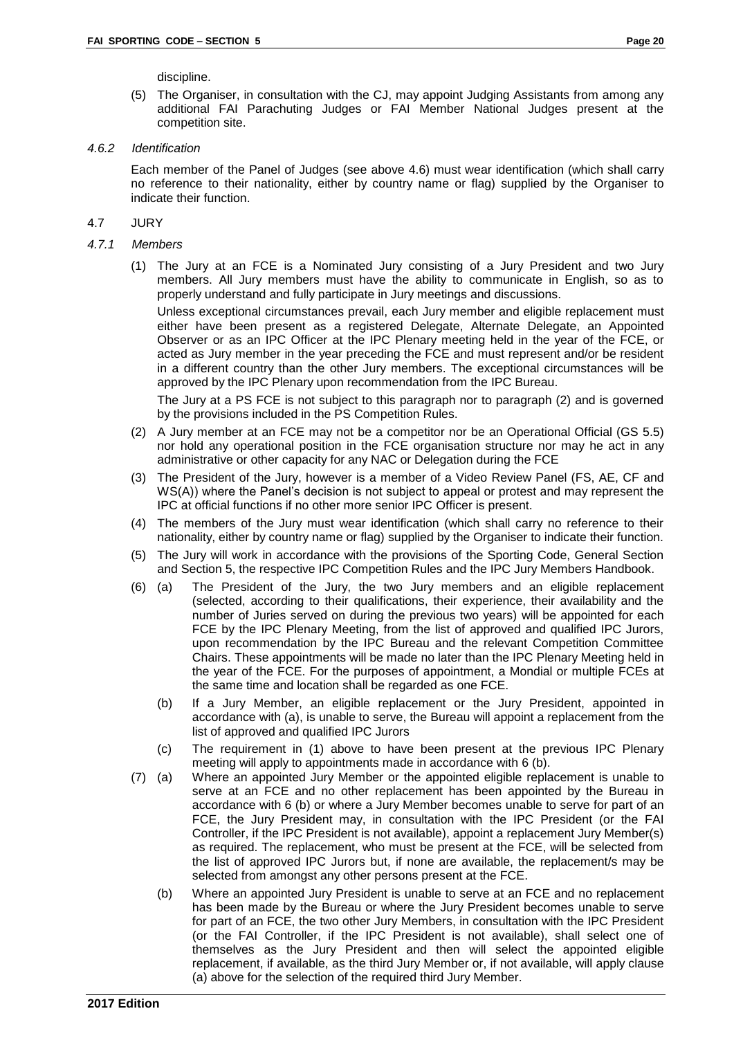discipline.

(5) The Organiser, in consultation with the CJ, may appoint Judging Assistants from among any additional FAI Parachuting Judges or FAI Member National Judges present at the competition site.

*4.6.2 Identification*

Each member of the Panel of Judges (see above 4.6) must wear identification (which shall carry no reference to their nationality, either by country name or flag) supplied by the Organiser to indicate their function.

4.7 JURY

*4.7.1 Members*

(1) The Jury at an FCE is a Nominated Jury consisting of a Jury President and two Jury members. All Jury members must have the ability to communicate in English, so as to properly understand and fully participate in Jury meetings and discussions.

Unless exceptional circumstances prevail, each Jury member and eligible replacement must either have been present as a registered Delegate, Alternate Delegate, an Appointed Observer or as an IPC Officer at the IPC Plenary meeting held in the year of the FCE, or acted as Jury member in the year preceding the FCE and must represent and/or be resident in a different country than the other Jury members. The exceptional circumstances will be approved by the IPC Plenary upon recommendation from the IPC Bureau.

The Jury at a PS FCE is not subject to this paragraph nor to paragraph (2) and is governed by the provisions included in the PS Competition Rules.

(2) A Jury member at an FCE may not be a competitor nor be an Operational Official (GS 5.5) nor hold any operational position in the FCE organisation structure nor may he act in any administrative or other capacity for any NAC or Delegation during the FCE

(3) The President of the Jury, however is a member of a Video Review Panel (FS, AE, CF and WS(A)) where the Panel's decision is not subject to appeal or protest and may represent the IPC at official functions if no other more senior IPC Officer is present.

(4) The members of the Jury must wear identification (which shall carry no reference to their nationality, either by country name or flag) supplied by the Organiser to indicate their function.

(5) The Jury will work in accordance with the provisions of the Sporting Code, General Section and Section 5, the respective IPC Competition Rules and the IPC Jury Members Handbook.

(6) (a) The President of the Jury, the two Jury members and an eligible replacement (selected, according to their qualifications, their experience, their availability and the number of Juries served on during the previous two years) will be appointed for each FCE by the IPC Plenary Meeting, from the list of approved and qualified IPC Jurors, upon recommendation by the IPC Bureau and the relevant Competition Committee Chairs. These appointments will be made no later than the IPC Plenary Meeting held in the year of the FCE. For the purposes of appointment, a Mondial or multiple FCEs at the same time and location shall be regarded as one FCE.

(b) If a Jury Member, an eligible replacement or the Jury President, appointed in accordance with (a), is unable to serve, the Bureau will appoint a replacement from the list of approved and qualified IPC Jurors

(c) The requirement in (1) above to have been present at the previous IPC Plenary meeting will apply to appointments made in accordance with 6 (b).

(7) (a) Where an appointed Jury Member or the appointed eligible replacement is unable to serve at an FCE and no other replacement has been appointed by the Bureau in accordance with 6 (b) or where a Jury Member becomes unable to serve for part of an FCE, the Jury President may, in consultation with the IPC President (or the FAI Controller, if the IPC President is not available), appoint a replacement Jury Member(s) as required. The replacement, who must be present at the FCE, will be selected from the list of approved IPC Jurors but, if none are available, the replacement/s may be selected from amongst any other persons present at the FCE.

(b) Where an appointed Jury President is unable to serve at an FCE and no replacement has been made by the Bureau or where the Jury President becomes unable to serve for part of an FCE, the two other Jury Members, in consultation with the IPC President (or the FAI Controller, if the IPC President is not available), shall select one of themselves as the Jury President and then will select the appointed eligible replacement, if available, as the third Jury Member or, if not available, will apply clause (a) above for the selection of the required third Jury Member.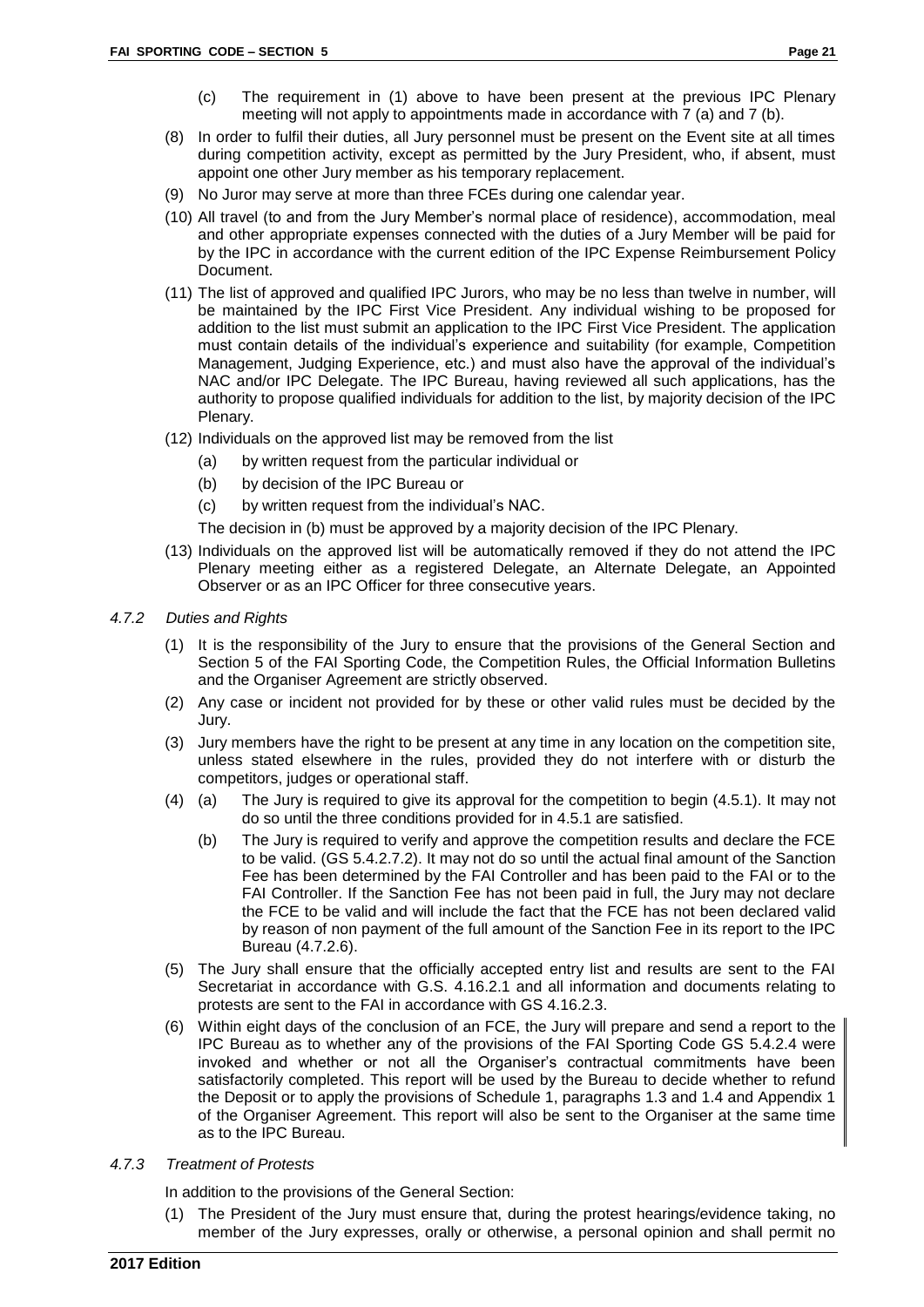(c) The requirement in (1) above to have been present at the previous IPC Plenary meeting will not apply to appointments made in accordance with 7 (a) and 7 (b).

(8) In order to fulfil their duties, all Jury personnel must be present on the Event site at all times during competition activity, except as permitted by the Jury President, who, if absent, must appoint one other Jury member as his temporary replacement.

(9) No Juror may serve at more than three FCEs during one calendar year.

(10) All travel (to and from the Jury Member's normal place of residence), accommodation, meal and other appropriate expenses connected with the duties of a Jury Member will be paid for by the IPC in accordance with the current edition of the IPC Expense Reimbursement Policy Document.

(11) The list of approved and qualified IPC Jurors, who may be no less than twelve in number, will be maintained by the IPC First Vice President. Any individual wishing to be proposed for addition to the list must submit an application to the IPC First Vice President. The application must contain details of the individual's experience and suitability (for example, Competition Management, Judging Experience, etc.) and must also have the approval of the individual's NAC and/or IPC Delegate. The IPC Bureau, having reviewed all such applications, has the authority to propose qualified individuals for addition to the list, by majority decision of the IPC Plenary.

(12) Individuals on the approved list may be removed from the list

(a) by written request from the particular individual or

(b) by decision of the IPC Bureau or

(c) by written request from the individual's NAC.

The decision in (b) must be approved by a majority decision of the IPC Plenary.

(13) Individuals on the approved list will be automatically removed if they do not attend the IPC Plenary meeting either as a registered Delegate, an Alternate Delegate, an Appointed Observer or as an IPC Officer for three consecutive years.

### *4.7.2 Duties and Rights*

(1) It is the responsibility of the Jury to ensure that the provisions of the General Section and Section 5 of the FAI Sporting Code, the Competition Rules, the Official Information Bulletins and the Organiser Agreement are strictly observed.

(2) Any case or incident not provided for by these or other valid rules must be decided by the Jury.

(3) Jury members have the right to be present at any time in any location on the competition site, unless stated elsewhere in the rules, provided they do not interfere with or disturb the competitors, judges or operational staff.

(4) (a) The Jury is required to give its approval for the competition to begin (4.5.1). It may not do so until the three conditions provided for in 4.5.1 are satisfied.

(b) The Jury is required to verify and approve the competition results and declare the FCE to be valid. (GS 5.4.2.7.2). It may not do so until the actual final amount of the Sanction Fee has been determined by the FAI Controller and has been paid to the FAI or to the FAI Controller. If the Sanction Fee has not been paid in full, the Jury may not declare the FCE to be valid and will include the fact that the FCE has not been declared valid by reason of non payment of the full amount of the Sanction Fee in its report to the IPC Bureau (4.7.2.6).

(5) The Jury shall ensure that the officially accepted entry list and results are sent to the FAI Secretariat in accordance with G.S. 4.16.2.1 and all information and documents relating to protests are sent to the FAI in accordance with GS 4.16.2.3.

(6) Within eight days of the conclusion of an FCE, the Jury will prepare and send a report to the IPC Bureau as to whether any of the provisions of the FAI Sporting Code GS 5.4.2.4 were invoked and whether or not all the Organiser's contractual commitments have been satisfactorily completed. This report will be used by the Bureau to decide whether to refund the Deposit or to apply the provisions of Schedule 1, paragraphs 1.3 and 1.4 and Appendix 1 of the Organiser Agreement. This report will also be sent to the Organiser at the same time as to the IPC Bureau.

### *4.7.3 Treatment of Protests*

In addition to the provisions of the General Section:

(1) The President of the Jury must ensure that, during the protest hearings/evidence taking, no member of the Jury expresses, orally or otherwise, a personal opinion and shall permit no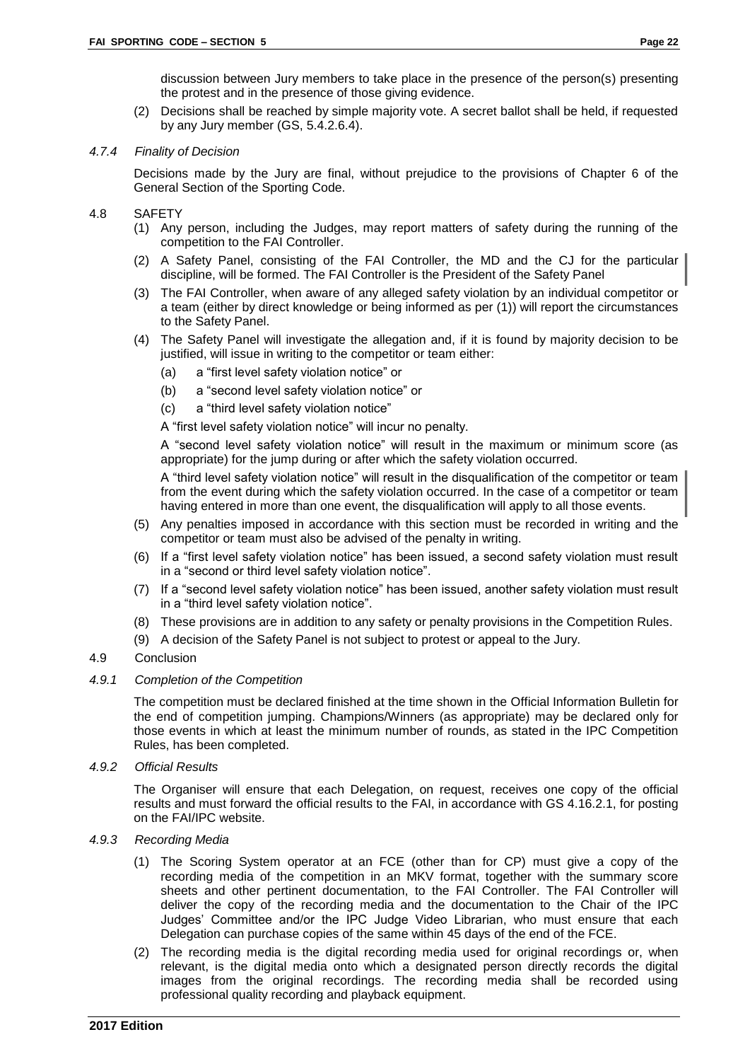discussion between Jury members to take place in the presence of the person(s) presenting the protest and in the presence of those giving evidence.

(2) Decisions shall be reached by simple majority vote. A secret ballot shall be held, if requested by any Jury member (GS, 5.4.2.6.4).

#### *4.7.4 Finality of Decision*

Decisions made by the Jury are final, without prejudice to the provisions of Chapter 6 of the General Section of the Sporting Code.

### 4.8 SAFETY

(1) Any person, including the Judges, may report matters of safety during the running of the competition to the FAI Controller.

(2) A Safety Panel, consisting of the FAI Controller, the MD and the CJ for the particular discipline, will be formed. The FAI Controller is the President of the Safety Panel

(3) The FAI Controller, when aware of any alleged safety violation by an individual competitor or a team (either by direct knowledge or being informed as per (1)) will report the circumstances to the Safety Panel.

(4) The Safety Panel will investigate the allegation and, if it is found by majority decision to be justified, will issue in writing to the competitor or team either:

(a) a "first level safety violation notice" or

(b) a "second level safety violation notice" or

(c) a "third level safety violation notice"

A "first level safety violation notice" will incur no penalty.

A "second level safety violation notice" will result in the maximum or minimum score (as appropriate) for the jump during or after which the safety violation occurred.

A "third level safety violation notice" will result in the disqualification of the competitor or team from the event during which the safety violation occurred. In the case of a competitor or team having entered in more than one event, the disqualification will apply to all those events.

(5) Any penalties imposed in accordance with this section must be recorded in writing and the competitor or team must also be advised of the penalty in writing.

(6) If a "first level safety violation notice" has been issued, a second safety violation must result in a "second or third level safety violation notice".

(7) If a "second level safety violation notice" has been issued, another safety violation must result in a "third level safety violation notice".

(8) These provisions are in addition to any safety or penalty provisions in the Competition Rules.

(9) A decision of the Safety Panel is not subject to protest or appeal to the Jury.

### 4.9 Conclusion

#### *4.9.1 Completion of the Competition*

The competition must be declared finished at the time shown in the Official Information Bulletin for the end of competition jumping. Champions/Winners (as appropriate) may be declared only for those events in which at least the minimum number of rounds, as stated in the IPC Competition Rules, has been completed.

#### *4.9.2 Official Results*

The Organiser will ensure that each Delegation, on request, receives one copy of the official results and must forward the official results to the FAI, in accordance with GS 4.16.2.1, for posting on the FAI/IPC website.

#### *4.9.3 Recording Media*

(1) The Scoring System operator at an FCE (other than for CP) must give a copy of the recording media of the competition in an MKV format, together with the summary score sheets and other pertinent documentation, to the FAI Controller. The FAI Controller will deliver the copy of the recording media and the documentation to the Chair of the IPC Judges' Committee and/or the IPC Judge Video Librarian, who must ensure that each Delegation can purchase copies of the same within 45 days of the end of the FCE.

(2) The recording media is the digital recording media used for original recordings or, when relevant, is the digital media onto which a designated person directly records the digital images from the original recordings. The recording media shall be recorded using professional quality recording and playback equipment.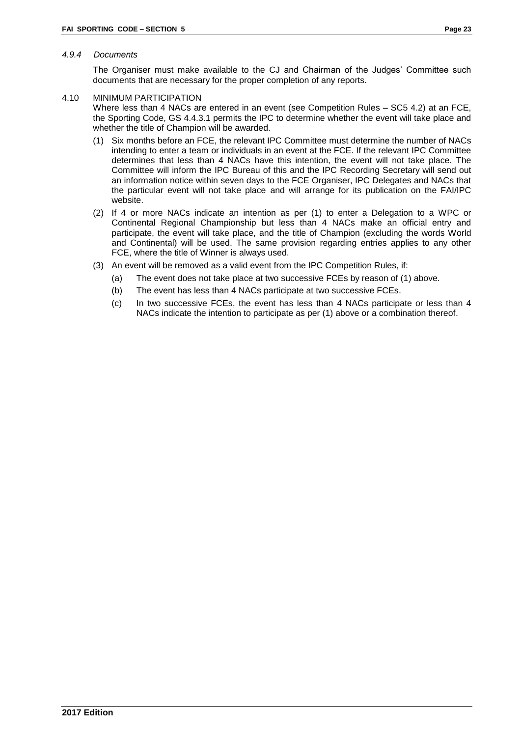#### *4.9.4 Documents*

The Organiser must make available to the CJ and Chairman of the Judges' Committee such documents that are necessary for the proper completion of any reports.

### 4.10 MINIMUM PARTICIPATION

Where less than 4 NACs are entered in an event (see Competition Rules – SC5 4.2) at an FCE, the Sporting Code, GS 4.4.3.1 permits the IPC to determine whether the event will take place and whether the title of Champion will be awarded.

(1) Six months before an FCE, the relevant IPC Committee must determine the number of NACs intending to enter a team or individuals in an event at the FCE. If the relevant IPC Committee determines that less than 4 NACs have this intention, the event will not take place. The Committee will inform the IPC Bureau of this and the IPC Recording Secretary will send out an information notice within seven days to the FCE Organiser, IPC Delegates and NACs that the particular event will not take place and will arrange for its publication on the FAI/IPC website.

(2) If 4 or more NACs indicate an intention as per (1) to enter a Delegation to a WPC or Continental Regional Championship but less than 4 NACs make an official entry and participate, the event will take place, and the title of Champion (excluding the words World and Continental) will be used. The same provision regarding entries applies to any other FCE, where the title of Winner is always used.

(3) An event will be removed as a valid event from the IPC Competition Rules, if:

   (a) The event does not take place at two successive FCEs by reason of (1) above.

   (b) The event has less than 4 NACs participate at two successive FCEs.

   (c) In two successive FCEs, the event has less than 4 NACs participate or less than 4 NACs indicate the intention to participate as per (1) above or a combination thereof.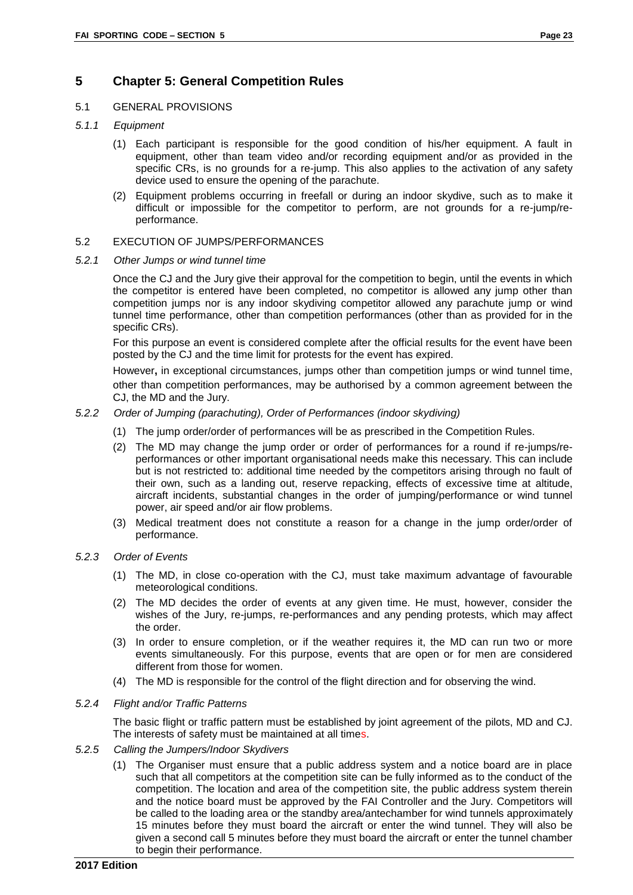# 5 Chapter 5: General Competition Rules

## 5.1 GENERAL PROVISIONS

### *5.1.1 Equipment*

(1) Each participant is responsible for the good condition of his/her equipment. A fault in equipment, other than team video and/or recording equipment and/or as provided in the specific CRs, is no grounds for a re-jump. This also applies to the activation of any safety device used to ensure the opening of the parachute.

(2) Equipment problems occurring in freefall or during an indoor skydive, such as to make it difficult or impossible for the competitor to perform, are not grounds for a re-jump/re-performance.

## 5.2 EXECUTION OF JUMPS/PERFORMANCES

### *5.2.1 Other Jumps or wind tunnel time*

Once the CJ and the Jury give their approval for the competition to begin, until the events in which the competitor is entered have been completed, no competitor is allowed any jump other than competition jumps nor is any indoor skydiving competitor allowed any parachute jump or wind tunnel time performance, other than competition performances (other than as provided for in the specific CRs).

For this purpose an event is considered complete after the official results for the event have been posted by the CJ and the time limit for protests for the event has expired.

However**,** in exceptional circumstances, jumps other than competition jumps or wind tunnel time, other than competition performances, may be authorised by a common agreement between the CJ, the MD and the Jury.

### *5.2.2 Order of Jumping (parachuting), Order of Performances (indoor skydiving)*

(1) The jump order/order of performances will be as prescribed in the Competition Rules.

(2) The MD may change the jump order or order of performances for a round if re-jumps/re-performances or other important organisational needs make this necessary. This can include but is not restricted to: additional time needed by the competitors arising through no fault of their own, such as a landing out, reserve repacking, effects of excessive time at altitude, aircraft incidents, substantial changes in the order of jumping/performance or wind tunnel power, air speed and/or air flow problems.

(3) Medical treatment does not constitute a reason for a change in the jump order/order of performance.

### *5.2.3 Order of Events*

(1) The MD, in close co-operation with the CJ, must take maximum advantage of favourable meteorological conditions.

(2) The MD decides the order of events at any given time. He must, however, consider the wishes of the Jury, re-jumps, re-performances and any pending protests, which may affect the order.

(3) In order to ensure completion, or if the weather requires it, the MD can run two or more events simultaneously. For this purpose, events that are open or for men are considered different from those for women.

(4) The MD is responsible for the control of the flight direction and for observing the wind.

### *5.2.4 Flight and/or Traffic Patterns*

The basic flight or traffic pattern must be established by joint agreement of the pilots, MD and CJ. The interests of safety must be maintained at all times.

### *5.2.5 Calling the Jumpers/Indoor Skydivers*

(1) The Organiser must ensure that a public address system and a notice board are in place such that all competitors at the competition site can be fully informed as to the conduct of the competition. The location and area of the competition site, the public address system therein and the notice board must be approved by the FAI Controller and the Jury. Competitors will be called to the loading area or the standby area/antechamber for wind tunnels approximately 15 minutes before they must board the aircraft or enter the wind tunnel. They will also be given a second call 5 minutes before they must board the aircraft or enter the tunnel chamber to begin their performance.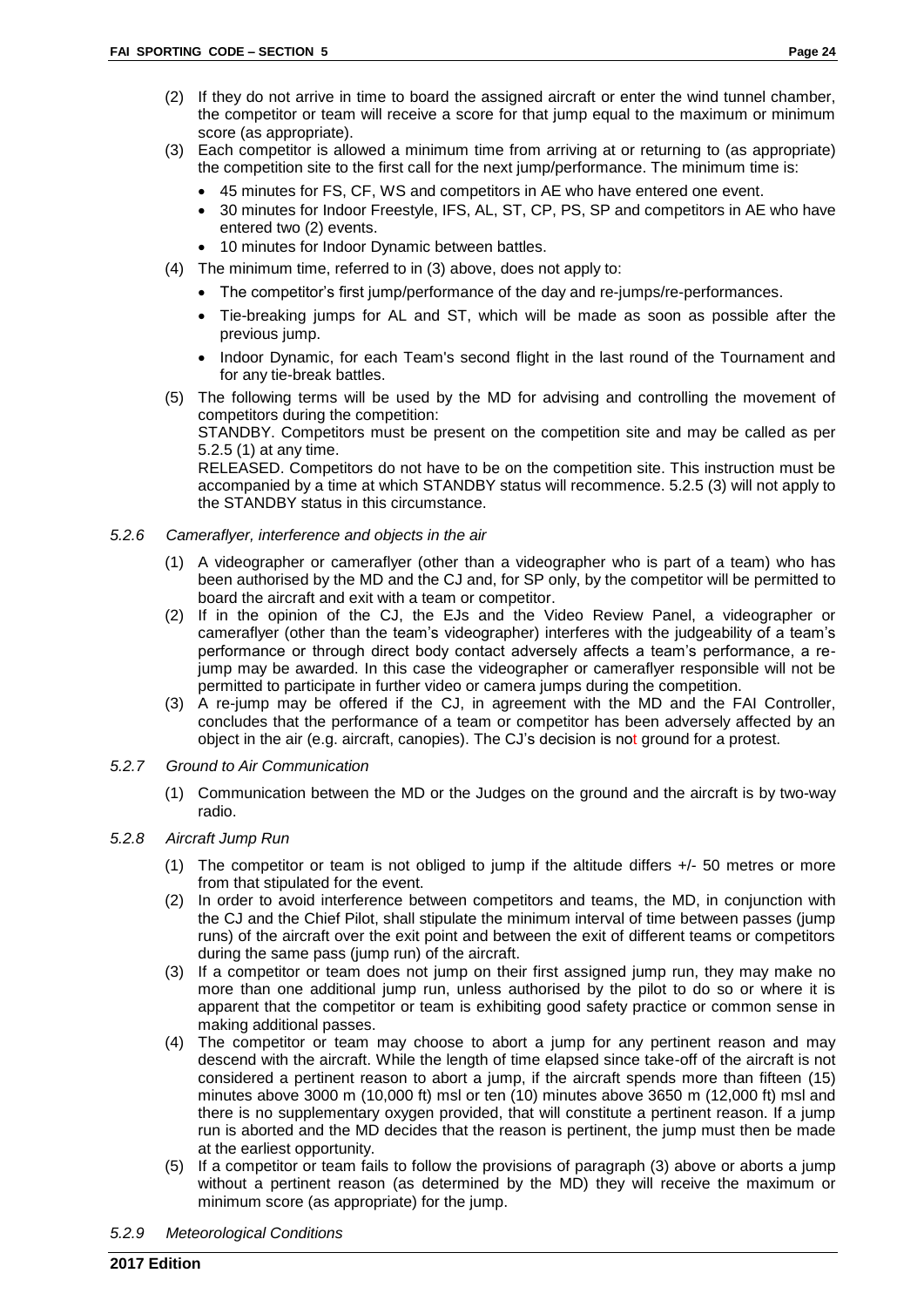(2) If they do not arrive in time to board the assigned aircraft or enter the wind tunnel chamber, the competitor or team will receive a score for that jump equal to the maximum or minimum score (as appropriate).

(3) Each competitor is allowed a minimum time from arriving at or returning to (as appropriate) the competition site to the first call for the next jump/performance. The minimum time is:

- 45 minutes for FS, CF, WS and competitors in AE who have entered one event.
- 30 minutes for Indoor Freestyle, IFS, AL, ST, CP, PS, SP and competitors in AE who have entered two (2) events.
- 10 minutes for Indoor Dynamic between battles.

(4) The minimum time, referred to in (3) above, does not apply to:

- The competitor's first jump/performance of the day and re-jumps/re-performances.
- Tie-breaking jumps for AL and ST, which will be made as soon as possible after the previous jump.
- Indoor Dynamic, for each Team's second flight in the last round of the Tournament and for any tie-break battles.

(5) The following terms will be used by the MD for advising and controlling the movement of competitors during the competition:
STANDBY. Competitors must be present on the competition site and may be called as per 5.2.5 (1) at any time.
RELEASED. Competitors do not have to be on the competition site. This instruction must be accompanied by a time at which STANDBY status will recommence. 5.2.5 (3) will not apply to the STANDBY status in this circumstance.

*5.2.6 Cameraflyer, interference and objects in the air*

(1) A videographer or cameraflyer (other than a videographer who is part of a team) who has been authorised by the MD and the CJ and, for SP only, by the competitor will be permitted to board the aircraft and exit with a team or competitor.

(2) If in the opinion of the CJ, the EJs and the Video Review Panel, a videographer or cameraflyer (other than the team's videographer) interferes with the judgeability of a team's performance or through direct body contact adversely affects a team's performance, a re-jump may be awarded. In this case the videographer or cameraflyer responsible will not be permitted to participate in further video or camera jumps during the competition.

(3) A re-jump may be offered if the CJ, in agreement with the MD and the FAI Controller, concludes that the performance of a team or competitor has been adversely affected by an object in the air (e.g. aircraft, canopies). The CJ's decision is not ground for a protest.

*5.2.7 Ground to Air Communication*

(1) Communication between the MD or the Judges on the ground and the aircraft is by two-way radio.

*5.2.8 Aircraft Jump Run*

(1) The competitor or team is not obliged to jump if the altitude differs +/- 50 metres or more from that stipulated for the event.

(2) In order to avoid interference between competitors and teams, the MD, in conjunction with the CJ and the Chief Pilot, shall stipulate the minimum interval of time between passes (jump runs) of the aircraft over the exit point and between the exit of different teams or competitors during the same pass (jump run) of the aircraft.

(3) If a competitor or team does not jump on their first assigned jump run, they may make no more than one additional jump run, unless authorised by the pilot to do so or where it is apparent that the competitor or team is exhibiting good safety practice or common sense in making additional passes.

(4) The competitor or team may choose to abort a jump for any pertinent reason and may descend with the aircraft. While the length of time elapsed since take-off of the aircraft is not considered a pertinent reason to abort a jump, if the aircraft spends more than fifteen (15) minutes above 3000 m (10,000 ft) msl or ten (10) minutes above 3650 m (12,000 ft) msl and there is no supplementary oxygen provided, that will constitute a pertinent reason. If a jump run is aborted and the MD decides that the reason is pertinent, the jump must then be made at the earliest opportunity.

(5) If a competitor or team fails to follow the provisions of paragraph (3) above or aborts a jump without a pertinent reason (as determined by the MD) they will receive the maximum or minimum score (as appropriate) for the jump.

*5.2.9 Meteorological Conditions*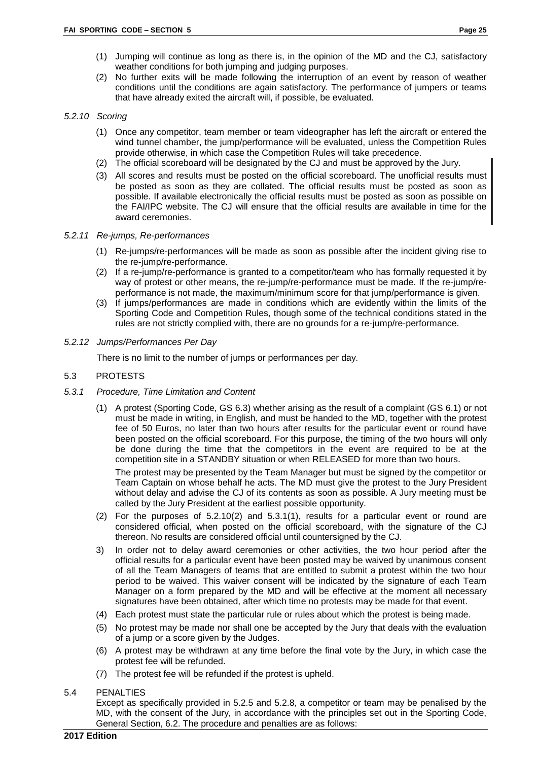(1) Jumping will continue as long as there is, in the opinion of the MD and the CJ, satisfactory weather conditions for both jumping and judging purposes.

(2) No further exits will be made following the interruption of an event by reason of weather conditions until the conditions are again satisfactory. The performance of jumpers or teams that have already exited the aircraft will, if possible, be evaluated.

### *5.2.10 Scoring*

(1) Once any competitor, team member or team videographer has left the aircraft or entered the wind tunnel chamber, the jump/performance will be evaluated, unless the Competition Rules provide otherwise, in which case the Competition Rules will take precedence.

(2) The official scoreboard will be designated by the CJ and must be approved by the Jury.

(3) All scores and results must be posted on the official scoreboard. The unofficial results must be posted as soon as they are collated. The official results must be posted as soon as possible. If available electronically the official results must be posted as soon as possible on the FAI/IPC website. The CJ will ensure that the official results are available in time for the award ceremonies.

### *5.2.11 Re-jumps, Re-performances*

(1) Re-jumps/re-performances will be made as soon as possible after the incident giving rise to the re-jump/re-performance.

(2) If a re-jump/re-performance is granted to a competitor/team who has formally requested it by way of protest or other means, the re-jump/re-performance must be made. If the re-jump/re-performance is not made, the maximum/minimum score for that jump/performance is given.

(3) If jumps/performances are made in conditions which are evidently within the limits of the Sporting Code and Competition Rules, though some of the technical conditions stated in the rules are not strictly complied with, there are no grounds for a re-jump/re-performance.

### *5.2.12 Jumps/Performances Per Day*

There is no limit to the number of jumps or performances per day.

## 5.3 PROTESTS

### *5.3.1 Procedure, Time Limitation and Content*

(1) A protest (Sporting Code, GS 6.3) whether arising as the result of a complaint (GS 6.1) or not must be made in writing, in English, and must be handed to the MD, together with the protest fee of 50 Euros, no later than two hours after results for the particular event or round have been posted on the official scoreboard. For this purpose, the timing of the two hours will only be done during the time that the competitors in the event are required to be at the competition site in a STANDBY situation or when RELEASED for more than two hours.

The protest may be presented by the Team Manager but must be signed by the competitor or Team Captain on whose behalf he acts. The MD must give the protest to the Jury President without delay and advise the CJ of its contents as soon as possible. A Jury meeting must be called by the Jury President at the earliest possible opportunity.

(2) For the purposes of 5.2.10(2) and 5.3.1(1), results for a particular event or round are considered official, when posted on the official scoreboard, with the signature of the CJ thereon. No results are considered official until countersigned by the CJ.

3) In order not to delay award ceremonies or other activities, the two hour period after the official results for a particular event have been posted may be waived by unanimous consent of all the Team Managers of teams that are entitled to submit a protest within the two hour period to be waived. This waiver consent will be indicated by the signature of each Team Manager on a form prepared by the MD and will be effective at the moment all necessary signatures have been obtained, after which time no protests may be made for that event.

(4) Each protest must state the particular rule or rules about which the protest is being made.

(5) No protest may be made nor shall one be accepted by the Jury that deals with the evaluation of a jump or a score given by the Judges.

(6) A protest may be withdrawn at any time before the final vote by the Jury, in which case the protest fee will be refunded.

(7) The protest fee will be refunded if the protest is upheld.

## 5.4 PENALTIES

Except as specifically provided in 5.2.5 and 5.2.8, a competitor or team may be penalised by the MD, with the consent of the Jury, in accordance with the principles set out in the Sporting Code, General Section, 6.2. The procedure and penalties are as follows: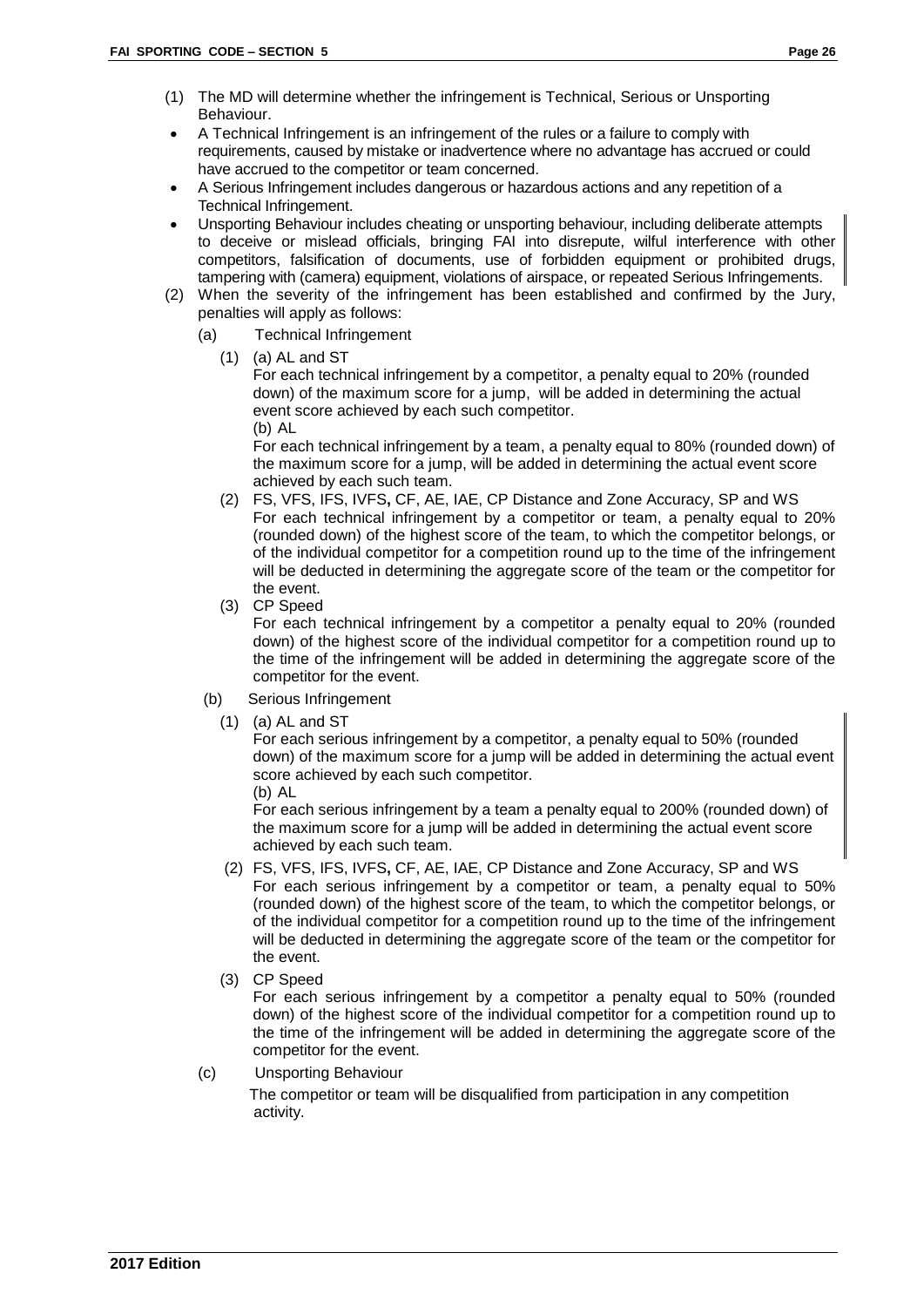(1) The MD will determine whether the infringement is Technical, Serious or Unsporting Behaviour.

- A Technical Infringement is an infringement of the rules or a failure to comply with requirements, caused by mistake or inadvertence where no advantage has accrued or could have accrued to the competitor or team concerned.
- A Serious Infringement includes dangerous or hazardous actions and any repetition of a Technical Infringement.
- Unsporting Behaviour includes cheating or unsporting behaviour, including deliberate attempts to deceive or mislead officials, bringing FAI into disrepute, wilful interference with other competitors, falsification of documents, use of forbidden equipment or prohibited drugs, tampering with (camera) equipment, violations of airspace, or repeated Serious Infringements.

(2) When the severity of the infringement has been established and confirmed by the Jury, penalties will apply as follows:

(a) Technical Infringement

(1) (a) AL and ST
For each technical infringement by a competitor, a penalty equal to 20% (rounded down) of the maximum score for a jump, will be added in determining the actual event score achieved by each such competitor.
(b) AL
For each technical infringement by a team, a penalty equal to 80% (rounded down) of the maximum score for a jump, will be added in determining the actual event score achieved by each such team.

(2) FS, VFS, IFS, IVFS**,** CF, AE, IAE, CP Distance and Zone Accuracy, SP and WS
For each technical infringement by a competitor or team, a penalty equal to 20% (rounded down) of the highest score of the team, to which the competitor belongs, or of the individual competitor for a competition round up to the time of the infringement will be deducted in determining the aggregate score of the team or the competitor for the event.

(3) CP Speed
For each technical infringement by a competitor a penalty equal to 20% (rounded down) of the highest score of the individual competitor for a competition round up to the time of the infringement will be added in determining the aggregate score of the competitor for the event.

(b) Serious Infringement

(1) (a) AL and ST
For each serious infringement by a competitor, a penalty equal to 50% (rounded down) of the maximum score for a jump will be added in determining the actual event score achieved by each such competitor.
(b) AL
For each serious infringement by a team a penalty equal to 200% (rounded down) of the maximum score for a jump will be added in determining the actual event score achieved by each such team.

(2) FS, VFS, IFS, IVFS**,** CF, AE, IAE, CP Distance and Zone Accuracy, SP and WS
For each serious infringement by a competitor or team, a penalty equal to 50% (rounded down) of the highest score of the team, to which the competitor belongs, or of the individual competitor for a competition round up to the time of the infringement will be deducted in determining the aggregate score of the team or the competitor for the event.

(3) CP Speed
For each serious infringement by a competitor a penalty equal to 50% (rounded down) of the highest score of the individual competitor for a competition round up to the time of the infringement will be added in determining the aggregate score of the competitor for the event.

(c) Unsporting Behaviour
The competitor or team will be disqualified from participation in any competition activity.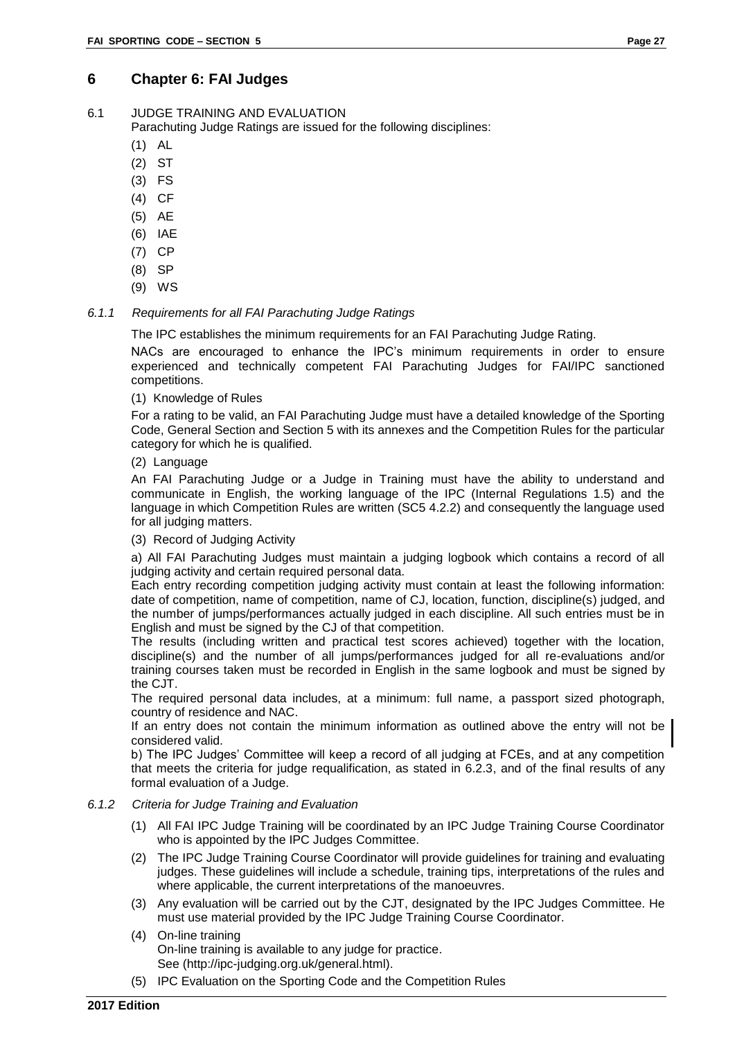# 6 Chapter 6: FAI Judges

## 6.1 JUDGE TRAINING AND EVALUATION

Parachuting Judge Ratings are issued for the following disciplines:

(1) AL
(2) ST
(3) FS
(4) CF
(5) AE
(6) IAE
(7) CP
(8) SP
(9) WS

### *6.1.1 Requirements for all FAI Parachuting Judge Ratings*

The IPC establishes the minimum requirements for an FAI Parachuting Judge Rating.

NACs are encouraged to enhance the IPC's minimum requirements in order to ensure experienced and technically competent FAI Parachuting Judges for FAI/IPC sanctioned competitions.

(1) Knowledge of Rules

For a rating to be valid, an FAI Parachuting Judge must have a detailed knowledge of the Sporting Code, General Section and Section 5 with its annexes and the Competition Rules for the particular category for which he is qualified.

(2) Language

An FAI Parachuting Judge or a Judge in Training must have the ability to understand and communicate in English, the working language of the IPC (Internal Regulations 1.5) and the language in which Competition Rules are written (SC5 4.2.2) and consequently the language used for all judging matters.

(3) Record of Judging Activity

a) All FAI Parachuting Judges must maintain a judging logbook which contains a record of all judging activity and certain required personal data.

Each entry recording competition judging activity must contain at least the following information: date of competition, name of competition, name of CJ, location, function, discipline(s) judged, and the number of jumps/performances actually judged in each discipline. All such entries must be in English and must be signed by the CJ of that competition.

The results (including written and practical test scores achieved) together with the location, discipline(s) and the number of all jumps/performances judged for all re-evaluations and/or training courses taken must be recorded in English in the same logbook and must be signed by the CJT.

The required personal data includes, at a minimum: full name, a passport sized photograph, country of residence and NAC.

If an entry does not contain the minimum information as outlined above the entry will not be considered valid.

b) The IPC Judges' Committee will keep a record of all judging at FCEs, and at any competition that meets the criteria for judge requalification, as stated in 6.2.3, and of the final results of any formal evaluation of a Judge.

### *6.1.2 Criteria for Judge Training and Evaluation*

(1) All FAI IPC Judge Training will be coordinated by an IPC Judge Training Course Coordinator who is appointed by the IPC Judges Committee.

(2) The IPC Judge Training Course Coordinator will provide guidelines for training and evaluating judges. These guidelines will include a schedule, training tips, interpretations of the rules and where applicable, the current interpretations of the manoeuvres.

(3) Any evaluation will be carried out by the CJT, designated by the IPC Judges Committee. He must use material provided by the IPC Judge Training Course Coordinator.

(4) On-line training
On-line training is available to any judge for practice.
See (http://ipc-judging.org.uk/general.html).

(5) IPC Evaluation on the Sporting Code and the Competition Rules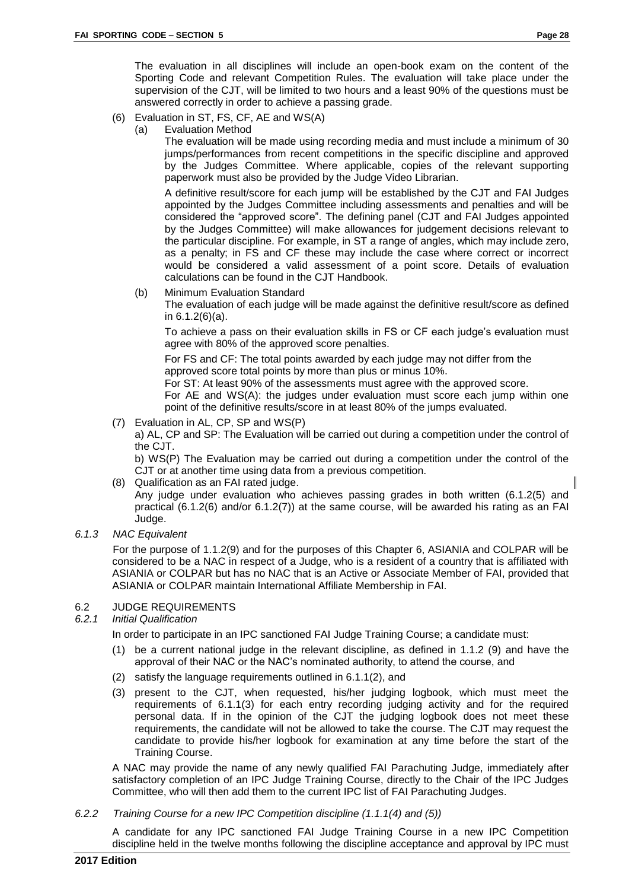The evaluation in all disciplines will include an open-book exam on the content of the Sporting Code and relevant Competition Rules. The evaluation will take place under the supervision of the CJT, will be limited to two hours and a least 90% of the questions must be answered correctly in order to achieve a passing grade.

(6) Evaluation in ST, FS, CF, AE and WS(A)

(a) Evaluation Method

The evaluation will be made using recording media and must include a minimum of 30 jumps/performances from recent competitions in the specific discipline and approved by the Judges Committee. Where applicable, copies of the relevant supporting paperwork must also be provided by the Judge Video Librarian.

A definitive result/score for each jump will be established by the CJT and FAI Judges appointed by the Judges Committee including assessments and penalties and will be considered the "approved score". The defining panel (CJT and FAI Judges appointed by the Judges Committee) will make allowances for judgement decisions relevant to the particular discipline. For example, in ST a range of angles, which may include zero, as a penalty; in FS and CF these may include the case where correct or incorrect would be considered a valid assessment of a point score. Details of evaluation calculations can be found in the CJT Handbook.

(b) Minimum Evaluation Standard

The evaluation of each judge will be made against the definitive result/score as defined in 6.1.2(6)(a).

To achieve a pass on their evaluation skills in FS or CF each judge's evaluation must agree with 80% of the approved score penalties.

For FS and CF: The total points awarded by each judge may not differ from the approved score total points by more than plus or minus 10%.
For ST: At least 90% of the assessments must agree with the approved score.
For AE and WS(A): the judges under evaluation must score each jump within one point of the definitive results/score in at least 80% of the jumps evaluated.

(7) Evaluation in AL, CP, SP and WS(P)

a) AL, CP and SP: The Evaluation will be carried out during a competition under the control of the CJT.

b) WS(P) The Evaluation may be carried out during a competition under the control of the CJT or at another time using data from a previous competition.

(8) Qualification as an FAI rated judge.

Any judge under evaluation who achieves passing grades in both written (6.1.2(5) and practical (6.1.2(6) and/or 6.1.2(7)) at the same course, will be awarded his rating as an FAI Judge.

*6.1.3 NAC Equivalent*

For the purpose of 1.1.2(9) and for the purposes of this Chapter 6, ASIANIA and COLPAR will be considered to be a NAC in respect of a Judge, who is a resident of a country that is affiliated with ASIANIA or COLPAR but has no NAC that is an Active or Associate Member of FAI, provided that ASIANIA or COLPAR maintain International Affiliate Membership in FAI.

## 6.2 JUDGE REQUIREMENTS

*6.2.1 Initial Qualification*

In order to participate in an IPC sanctioned FAI Judge Training Course; a candidate must:

(1) be a current national judge in the relevant discipline, as defined in 1.1.2 (9) and have the approval of their NAC or the NAC's nominated authority, to attend the course, and

(2) satisfy the language requirements outlined in 6.1.1(2), and

(3) present to the CJT, when requested, his/her judging logbook, which must meet the requirements of 6.1.1(3) for each entry recording judging activity and for the required personal data. If in the opinion of the CJT the judging logbook does not meet these requirements, the candidate will not be allowed to take the course. The CJT may request the candidate to provide his/her logbook for examination at any time before the start of the Training Course.

A NAC may provide the name of any newly qualified FAI Parachuting Judge, immediately after satisfactory completion of an IPC Judge Training Course, directly to the Chair of the IPC Judges Committee, who will then add them to the current IPC list of FAI Parachuting Judges.

*6.2.2 Training Course for a new IPC Competition discipline (1.1.1(4) and (5))*

A candidate for any IPC sanctioned FAI Judge Training Course in a new IPC Competition discipline held in the twelve months following the discipline acceptance and approval by IPC must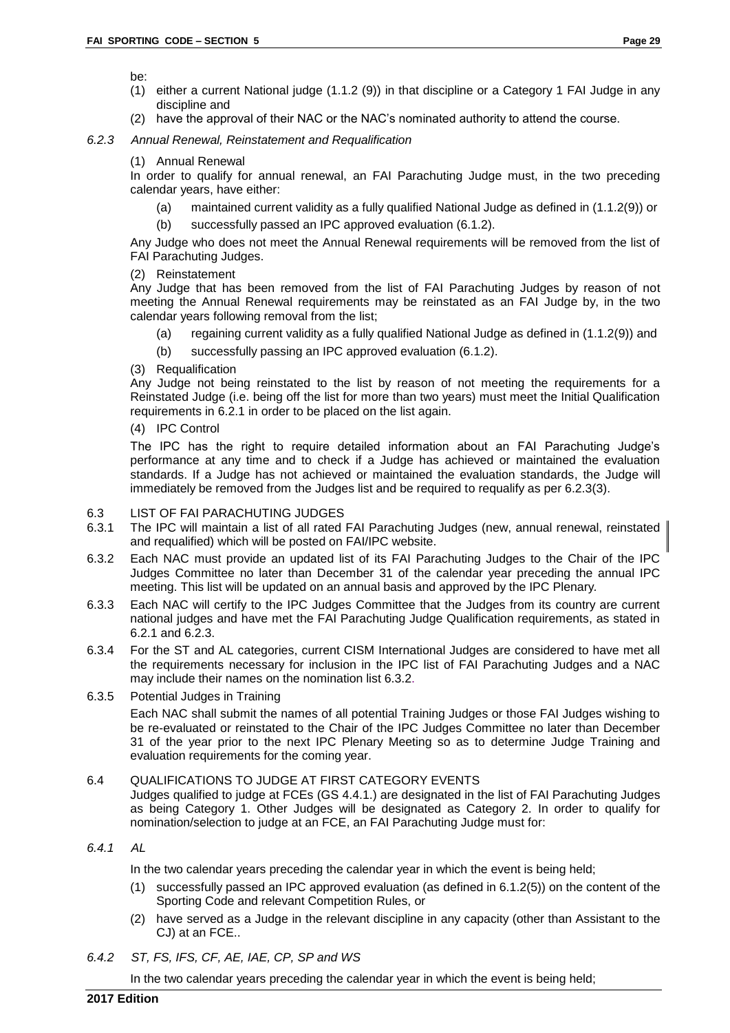be:

(1) either a current National judge (1.1.2 (9)) in that discipline or a Category 1 FAI Judge in any discipline and

(2) have the approval of their NAC or the NAC's nominated authority to attend the course.

*6.2.3 Annual Renewal, Reinstatement and Requalification*

(1) Annual Renewal

In order to qualify for annual renewal, an FAI Parachuting Judge must, in the two preceding calendar years, have either:

- (a) maintained current validity as a fully qualified National Judge as defined in (1.1.2(9)) or
- (b) successfully passed an IPC approved evaluation (6.1.2).

Any Judge who does not meet the Annual Renewal requirements will be removed from the list of FAI Parachuting Judges.

(2) Reinstatement

Any Judge that has been removed from the list of FAI Parachuting Judges by reason of not meeting the Annual Renewal requirements may be reinstated as an FAI Judge by, in the two calendar years following removal from the list;

- (a) regaining current validity as a fully qualified National Judge as defined in (1.1.2(9)) and
- (b) successfully passing an IPC approved evaluation (6.1.2).

(3) Requalification

Any Judge not being reinstated to the list by reason of not meeting the requirements for a Reinstated Judge (i.e. being off the list for more than two years) must meet the Initial Qualification requirements in 6.2.1 in order to be placed on the list again.

(4) IPC Control

The IPC has the right to require detailed information about an FAI Parachuting Judge's performance at any time and to check if a Judge has achieved or maintained the evaluation standards. If a Judge has not achieved or maintained the evaluation standards, the Judge will immediately be removed from the Judges list and be required to requalify as per 6.2.3(3).

6.3 LIST OF FAI PARACHUTING JUDGES

6.3.1 The IPC will maintain a list of all rated FAI Parachuting Judges (new, annual renewal, reinstated and requalified) which will be posted on FAI/IPC website.

6.3.2 Each NAC must provide an updated list of its FAI Parachuting Judges to the Chair of the IPC Judges Committee no later than December 31 of the calendar year preceding the annual IPC meeting. This list will be updated on an annual basis and approved by the IPC Plenary.

6.3.3 Each NAC will certify to the IPC Judges Committee that the Judges from its country are current national judges and have met the FAI Parachuting Judge Qualification requirements, as stated in 6.2.1 and 6.2.3.

6.3.4 For the ST and AL categories, current CISM International Judges are considered to have met all the requirements necessary for inclusion in the IPC list of FAI Parachuting Judges and a NAC may include their names on the nomination list 6.3.2.

6.3.5 Potential Judges in Training

Each NAC shall submit the names of all potential Training Judges or those FAI Judges wishing to be re-evaluated or reinstated to the Chair of the IPC Judges Committee no later than December 31 of the year prior to the next IPC Plenary Meeting so as to determine Judge Training and evaluation requirements for the coming year.

6.4 QUALIFICATIONS TO JUDGE AT FIRST CATEGORY EVENTS

Judges qualified to judge at FCEs (GS 4.4.1.) are designated in the list of FAI Parachuting Judges as being Category 1. Other Judges will be designated as Category 2. In order to qualify for nomination/selection to judge at an FCE, an FAI Parachuting Judge must for:

*6.4.1 AL*

In the two calendar years preceding the calendar year in which the event is being held;

(1) successfully passed an IPC approved evaluation (as defined in 6.1.2(5)) on the content of the Sporting Code and relevant Competition Rules, or

(2) have served as a Judge in the relevant discipline in any capacity (other than Assistant to the CJ) at an FCE..

*6.4.2 ST, FS, IFS, CF, AE, IAE, CP, SP and WS*

In the two calendar years preceding the calendar year in which the event is being held;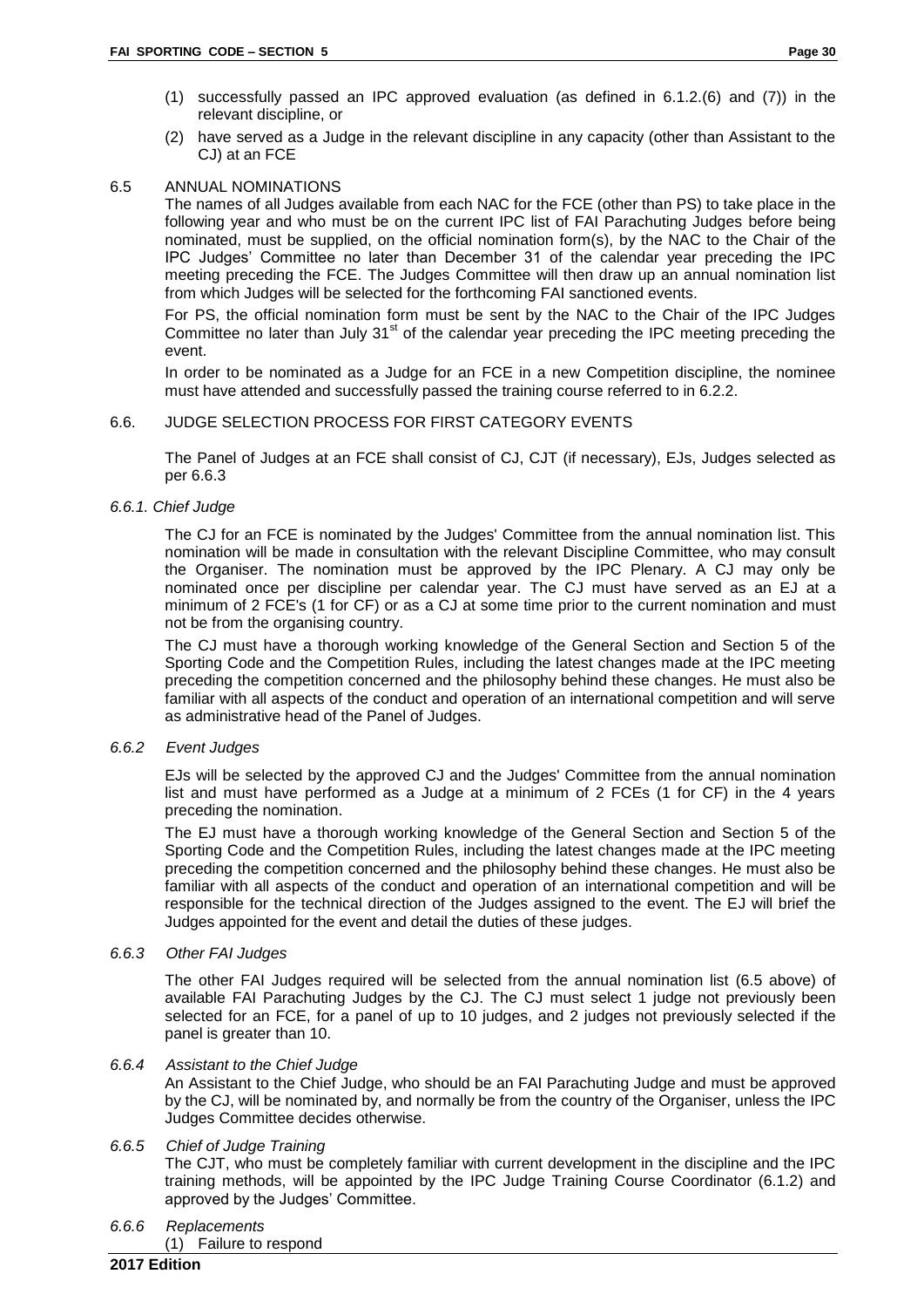(1) successfully passed an IPC approved evaluation (as defined in 6.1.2.(6) and (7)) in the relevant discipline, or

(2) have served as a Judge in the relevant discipline in any capacity (other than Assistant to the CJ) at an FCE

### 6.5 ANNUAL NOMINATIONS

The names of all Judges available from each NAC for the FCE (other than PS) to take place in the following year and who must be on the current IPC list of FAI Parachuting Judges before being nominated, must be supplied, on the official nomination form(s), by the NAC to the Chair of the IPC Judges' Committee no later than December 31 of the calendar year preceding the IPC meeting preceding the FCE. The Judges Committee will then draw up an annual nomination list from which Judges will be selected for the forthcoming FAI sanctioned events.

For PS, the official nomination form must be sent by the NAC to the Chair of the IPC Judges Committee no later than July 31st of the calendar year preceding the IPC meeting preceding the event.

In order to be nominated as a Judge for an FCE in a new Competition discipline, the nominee must have attended and successfully passed the training course referred to in 6.2.2.

### 6.6. JUDGE SELECTION PROCESS FOR FIRST CATEGORY EVENTS

The Panel of Judges at an FCE shall consist of CJ, CJT (if necessary), EJs, Judges selected as per 6.6.3

#### *6.6.1. Chief Judge*

The CJ for an FCE is nominated by the Judges' Committee from the annual nomination list. This nomination will be made in consultation with the relevant Discipline Committee, who may consult the Organiser. The nomination must be approved by the IPC Plenary. A CJ may only be nominated once per discipline per calendar year. The CJ must have served as an EJ at a minimum of 2 FCE's (1 for CF) or as a CJ at some time prior to the current nomination and must not be from the organising country.

The CJ must have a thorough working knowledge of the General Section and Section 5 of the Sporting Code and the Competition Rules, including the latest changes made at the IPC meeting preceding the competition concerned and the philosophy behind these changes. He must also be familiar with all aspects of the conduct and operation of an international competition and will serve as administrative head of the Panel of Judges.

#### *6.6.2 Event Judges*

EJs will be selected by the approved CJ and the Judges' Committee from the annual nomination list and must have performed as a Judge at a minimum of 2 FCEs (1 for CF) in the 4 years preceding the nomination.

The EJ must have a thorough working knowledge of the General Section and Section 5 of the Sporting Code and the Competition Rules, including the latest changes made at the IPC meeting preceding the competition concerned and the philosophy behind these changes. He must also be familiar with all aspects of the conduct and operation of an international competition and will be responsible for the technical direction of the Judges assigned to the event. The EJ will brief the Judges appointed for the event and detail the duties of these judges.

#### *6.6.3 Other FAI Judges*

The other FAI Judges required will be selected from the annual nomination list (6.5 above) of available FAI Parachuting Judges by the CJ. The CJ must select 1 judge not previously been selected for an FCE, for a panel of up to 10 judges, and 2 judges not previously selected if the panel is greater than 10.

#### *6.6.4 Assistant to the Chief Judge*

An Assistant to the Chief Judge, who should be an FAI Parachuting Judge and must be approved by the CJ, will be nominated by, and normally be from the country of the Organiser, unless the IPC Judges Committee decides otherwise.

#### *6.6.5 Chief of Judge Training*

The CJT, who must be completely familiar with current development in the discipline and the IPC training methods, will be appointed by the IPC Judge Training Course Coordinator (6.1.2) and approved by the Judges' Committee.

#### *6.6.6 Replacements*

(1) Failure to respond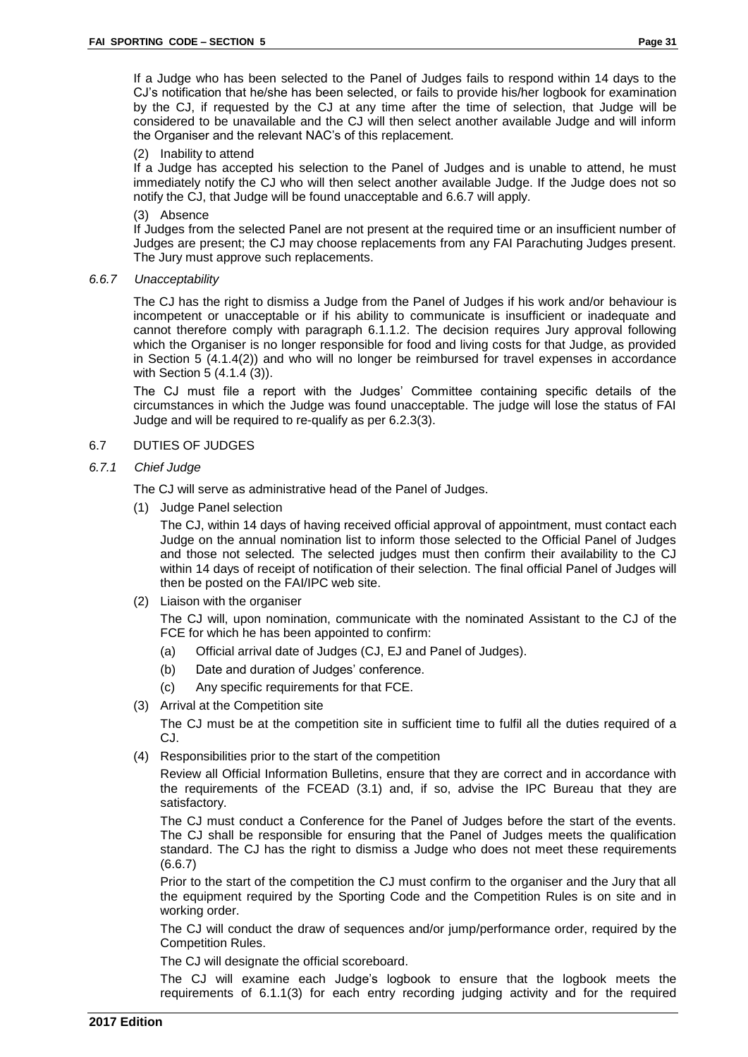If a Judge who has been selected to the Panel of Judges fails to respond within 14 days to the CJ's notification that he/she has been selected, or fails to provide his/her logbook for examination by the CJ, if requested by the CJ at any time after the time of selection, that Judge will be considered to be unavailable and the CJ will then select another available Judge and will inform the Organiser and the relevant NAC's of this replacement.

(2) Inability to attend

If a Judge has accepted his selection to the Panel of Judges and is unable to attend, he must immediately notify the CJ who will then select another available Judge. If the Judge does not so notify the CJ, that Judge will be found unacceptable and 6.6.7 will apply.

(3) Absence

If Judges from the selected Panel are not present at the required time or an insufficient number of Judges are present; the CJ may choose replacements from any FAI Parachuting Judges present. The Jury must approve such replacements.

*6.6.7 Unacceptability*

The CJ has the right to dismiss a Judge from the Panel of Judges if his work and/or behaviour is incompetent or unacceptable or if his ability to communicate is insufficient or inadequate and cannot therefore comply with paragraph 6.1.1.2. The decision requires Jury approval following which the Organiser is no longer responsible for food and living costs for that Judge, as provided in Section 5 (4.1.4(2)) and who will no longer be reimbursed for travel expenses in accordance with Section 5 (4.1.4 (3)).

The CJ must file a report with the Judges' Committee containing specific details of the circumstances in which the Judge was found unacceptable. The judge will lose the status of FAI Judge and will be required to re-qualify as per 6.2.3(3).

6.7 DUTIES OF JUDGES

*6.7.1 Chief Judge*

The CJ will serve as administrative head of the Panel of Judges.

(1) Judge Panel selection

The CJ, within 14 days of having received official approval of appointment, must contact each Judge on the annual nomination list to inform those selected to the Official Panel of Judges and those not selected. The selected judges must then confirm their availability to the CJ within 14 days of receipt of notification of their selection. The final official Panel of Judges will then be posted on the FAI/IPC web site.

(2) Liaison with the organiser

The CJ will, upon nomination, communicate with the nominated Assistant to the CJ of the FCE for which he has been appointed to confirm:

(a) Official arrival date of Judges (CJ, EJ and Panel of Judges).

(b) Date and duration of Judges' conference.

(c) Any specific requirements for that FCE.

(3) Arrival at the Competition site

The CJ must be at the competition site in sufficient time to fulfil all the duties required of a CJ.

(4) Responsibilities prior to the start of the competition

Review all Official Information Bulletins, ensure that they are correct and in accordance with the requirements of the FCEAD (3.1) and, if so, advise the IPC Bureau that they are satisfactory.

The CJ must conduct a Conference for the Panel of Judges before the start of the events. The CJ shall be responsible for ensuring that the Panel of Judges meets the qualification standard. The CJ has the right to dismiss a Judge who does not meet these requirements (6.6.7)

Prior to the start of the competition the CJ must confirm to the organiser and the Jury that all the equipment required by the Sporting Code and the Competition Rules is on site and in working order.

The CJ will conduct the draw of sequences and/or jump/performance order, required by the Competition Rules.

The CJ will designate the official scoreboard.

The CJ will examine each Judge's logbook to ensure that the logbook meets the requirements of 6.1.1(3) for each entry recording judging activity and for the required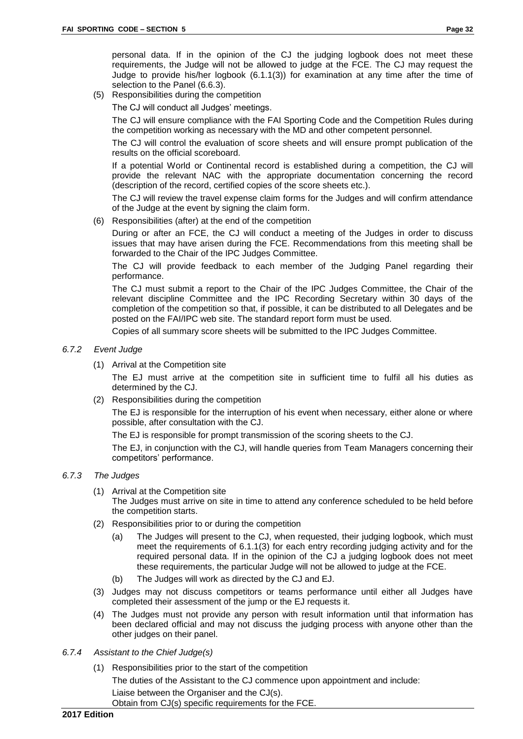personal data. If in the opinion of the CJ the judging logbook does not meet these requirements, the Judge will not be allowed to judge at the FCE. The CJ may request the Judge to provide his/her logbook (6.1.1(3)) for examination at any time after the time of selection to the Panel (6.6.3).

(5) Responsibilities during the competition

The CJ will conduct all Judges' meetings.

The CJ will ensure compliance with the FAI Sporting Code and the Competition Rules during the competition working as necessary with the MD and other competent personnel.

The CJ will control the evaluation of score sheets and will ensure prompt publication of the results on the official scoreboard.

If a potential World or Continental record is established during a competition, the CJ will provide the relevant NAC with the appropriate documentation concerning the record (description of the record, certified copies of the score sheets etc.).

The CJ will review the travel expense claim forms for the Judges and will confirm attendance of the Judge at the event by signing the claim form.

(6) Responsibilities (after) at the end of the competition

During or after an FCE, the CJ will conduct a meeting of the Judges in order to discuss issues that may have arisen during the FCE. Recommendations from this meeting shall be forwarded to the Chair of the IPC Judges Committee.

The CJ will provide feedback to each member of the Judging Panel regarding their performance.

The CJ must submit a report to the Chair of the IPC Judges Committee, the Chair of the relevant discipline Committee and the IPC Recording Secretary within 30 days of the completion of the competition so that, if possible, it can be distributed to all Delegates and be posted on the FAI/IPC web site. The standard report form must be used.

Copies of all summary score sheets will be submitted to the IPC Judges Committee.

*6.7.2 Event Judge*

(1) Arrival at the Competition site

The EJ must arrive at the competition site in sufficient time to fulfil all his duties as determined by the CJ.

(2) Responsibilities during the competition

The EJ is responsible for the interruption of his event when necessary, either alone or where possible, after consultation with the CJ.

The EJ is responsible for prompt transmission of the scoring sheets to the CJ.

The EJ, in conjunction with the CJ, will handle queries from Team Managers concerning their competitors' performance.

*6.7.3 The Judges*

(1) Arrival at the Competition site

The Judges must arrive on site in time to attend any conference scheduled to be held before the competition starts.

(2) Responsibilities prior to or during the competition

(a) The Judges will present to the CJ, when requested, their judging logbook, which must meet the requirements of 6.1.1(3) for each entry recording judging activity and for the required personal data. If in the opinion of the CJ a judging logbook does not meet these requirements, the particular Judge will not be allowed to judge at the FCE.

(b) The Judges will work as directed by the CJ and EJ.

(3) Judges may not discuss competitors or teams performance until either all Judges have completed their assessment of the jump or the EJ requests it.

(4) The Judges must not provide any person with result information until that information has been declared official and may not discuss the judging process with anyone other than the other judges on their panel.

*6.7.4 Assistant to the Chief Judge(s)*

(1) Responsibilities prior to the start of the competition

The duties of the Assistant to the CJ commence upon appointment and include:

Liaise between the Organiser and the CJ(s).

Obtain from CJ(s) specific requirements for the FCE.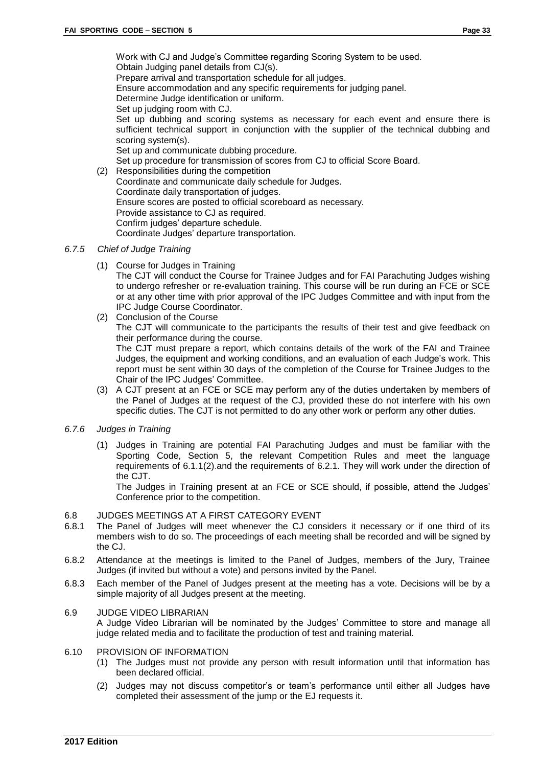Work with CJ and Judge's Committee regarding Scoring System to be used.
Obtain Judging panel details from CJ(s).
Prepare arrival and transportation schedule for all judges.
Ensure accommodation and any specific requirements for judging panel.
Determine Judge identification or uniform.
Set up judging room with CJ.
Set up dubbing and scoring systems as necessary for each event and ensure there is sufficient technical support in conjunction with the supplier of the technical dubbing and scoring system(s).
Set up and communicate dubbing procedure.
Set up procedure for transmission of scores from CJ to official Score Board.

(2) Responsibilities during the competition
Coordinate and communicate daily schedule for Judges.
Coordinate daily transportation of judges.
Ensure scores are posted to official scoreboard as necessary.
Provide assistance to CJ as required.
Confirm judges' departure schedule.
Coordinate Judges' departure transportation.

*6.7.5 Chief of Judge Training*

(1) Course for Judges in Training
The CJT will conduct the Course for Trainee Judges and for FAI Parachuting Judges wishing to undergo refresher or re-evaluation training. This course will be run during an FCE or SCE or at any other time with prior approval of the IPC Judges Committee and with input from the IPC Judge Course Coordinator.

(2) Conclusion of the Course
The CJT will communicate to the participants the results of their test and give feedback on their performance during the course.
The CJT must prepare a report, which contains details of the work of the FAI and Trainee Judges, the equipment and working conditions, and an evaluation of each Judge's work. This report must be sent within 30 days of the completion of the Course for Trainee Judges to the Chair of the IPC Judges' Committee.

(3) A CJT present at an FCE or SCE may perform any of the duties undertaken by members of the Panel of Judges at the request of the CJ, provided these do not interfere with his own specific duties. The CJT is not permitted to do any other work or perform any other duties.

*6.7.6 Judges in Training*

(1) Judges in Training are potential FAI Parachuting Judges and must be familiar with the Sporting Code, Section 5, the relevant Competition Rules and meet the language requirements of 6.1.1(2).and the requirements of 6.2.1. They will work under the direction of the CJT.
The Judges in Training present at an FCE or SCE should, if possible, attend the Judges' Conference prior to the competition.

6.8 JUDGES MEETINGS AT A FIRST CATEGORY EVENT

6.8.1 The Panel of Judges will meet whenever the CJ considers it necessary or if one third of its members wish to do so. The proceedings of each meeting shall be recorded and will be signed by the CJ.

6.8.2 Attendance at the meetings is limited to the Panel of Judges, members of the Jury, Trainee Judges (if invited but without a vote) and persons invited by the Panel.

6.8.3 Each member of the Panel of Judges present at the meeting has a vote. Decisions will be by a simple majority of all Judges present at the meeting.

6.9 JUDGE VIDEO LIBRARIAN
A Judge Video Librarian will be nominated by the Judges' Committee to store and manage all judge related media and to facilitate the production of test and training material.

6.10 PROVISION OF INFORMATION

(1) The Judges must not provide any person with result information until that information has been declared official.

(2) Judges may not discuss competitor's or team's performance until either all Judges have completed their assessment of the jump or the EJ requests it.